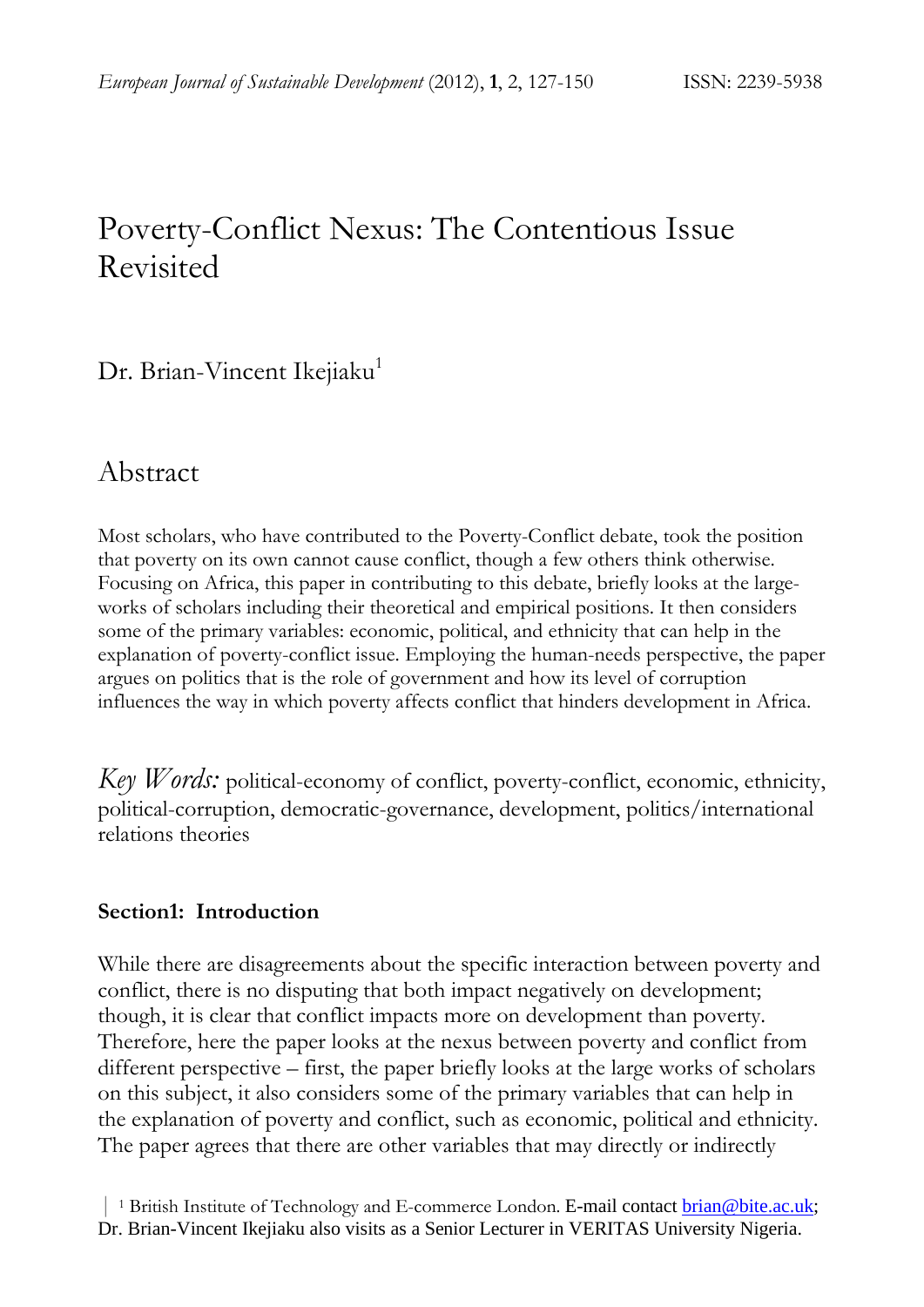# Poverty-Conflict Nexus: The Contentious Issue Revisited

Dr. Brian-Vincent Ikejiaku[1]

## Abstract

Most scholars, who have contributed to the Poverty-Conflict debate, took the position that poverty on its own cannot cause conflict, though a few others think otherwise. Focusing on Africa, this paper in contributing to this debate, briefly looks at the large-works of scholars including their theoretical and empirical positions. It then considers some of the primary variables: economic, political, and ethnicity that can help in the explanation of poverty-conflict issue. Employing the human-needs perspective, the paper argues on politics that is the role of government and how its level of corruption influences the way in which poverty affects conflict that hinders development in Africa.

*Key Words:* political-economy of conflict, poverty-conflict, economic, ethnicity, political-corruption, democratic-governance, development, politics/international relations theories

**Section1: Introduction**

While there are disagreements about the specific interaction between poverty and conflict, there is no disputing that both impact negatively on development; though, it is clear that conflict impacts more on development than poverty. Therefore, here the paper looks at the nexus between poverty and conflict from different perspective – first, the paper briefly looks at the large works of scholars on this subject, it also considers some of the primary variables that can help in the explanation of poverty and conflict, such as economic, political and ethnicity. The paper agrees that there are other variables that may directly or indirectly

[1] British Institute of Technology and E-commerce London. E-mail contact brian@bite.ac.uk; Dr. Brian-Vincent Ikejiaku also visits as a Senior Lecturer in VERITAS University Nigeria.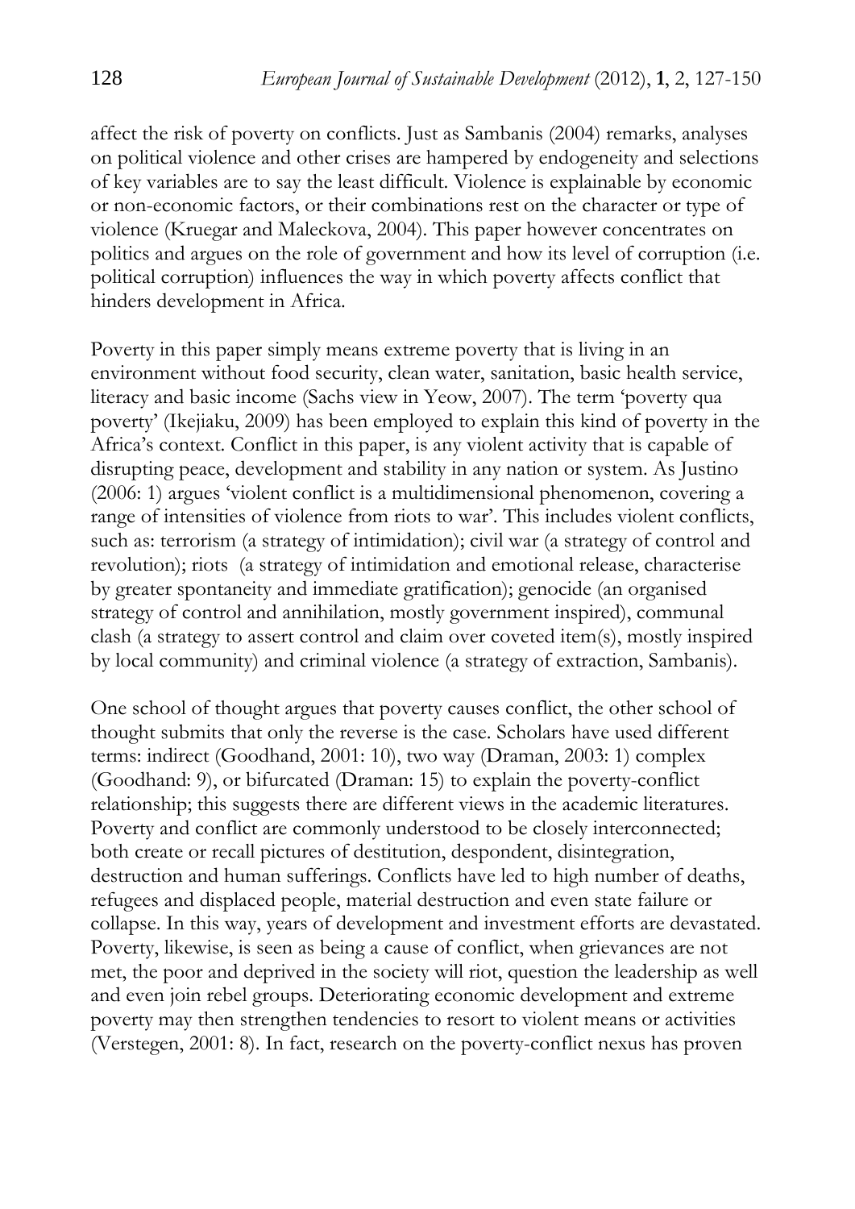affect the risk of poverty on conflicts. Just as Sambanis (2004) remarks, analyses on political violence and other crises are hampered by endogeneity and selections of key variables are to say the least difficult. Violence is explainable by economic or non-economic factors, or their combinations rest on the character or type of violence (Kruegar and Maleckova, 2004). This paper however concentrates on politics and argues on the role of government and how its level of corruption (i.e. political corruption) influences the way in which poverty affects conflict that hinders development in Africa.

Poverty in this paper simply means extreme poverty that is living in an environment without food security, clean water, sanitation, basic health service, literacy and basic income (Sachs view in Yeow, 2007). The term 'poverty qua poverty' (Ikejiaku, 2009) has been employed to explain this kind of poverty in the Africa's context. Conflict in this paper, is any violent activity that is capable of disrupting peace, development and stability in any nation or system. As Justino (2006: 1) argues 'violent conflict is a multidimensional phenomenon, covering a range of intensities of violence from riots to war'. This includes violent conflicts, such as: terrorism (a strategy of intimidation); civil war (a strategy of control and revolution); riots (a strategy of intimidation and emotional release, characterise by greater spontaneity and immediate gratification); genocide (an organised strategy of control and annihilation, mostly government inspired), communal clash (a strategy to assert control and claim over coveted item(s), mostly inspired by local community) and criminal violence (a strategy of extraction, Sambanis).

One school of thought argues that poverty causes conflict, the other school of thought submits that only the reverse is the case. Scholars have used different terms: indirect (Goodhand, 2001: 10), two way (Draman, 2003: 1) complex (Goodhand: 9), or bifurcated (Draman: 15) to explain the poverty-conflict relationship; this suggests there are different views in the academic literatures. Poverty and conflict are commonly understood to be closely interconnected; both create or recall pictures of destitution, despondent, disintegration, destruction and human sufferings. Conflicts have led to high number of deaths, refugees and displaced people, material destruction and even state failure or collapse. In this way, years of development and investment efforts are devastated. Poverty, likewise, is seen as being a cause of conflict, when grievances are not met, the poor and deprived in the society will riot, question the leadership as well and even join rebel groups. Deteriorating economic development and extreme poverty may then strengthen tendencies to resort to violent means or activities (Verstegen, 2001: 8). In fact, research on the poverty-conflict nexus has proven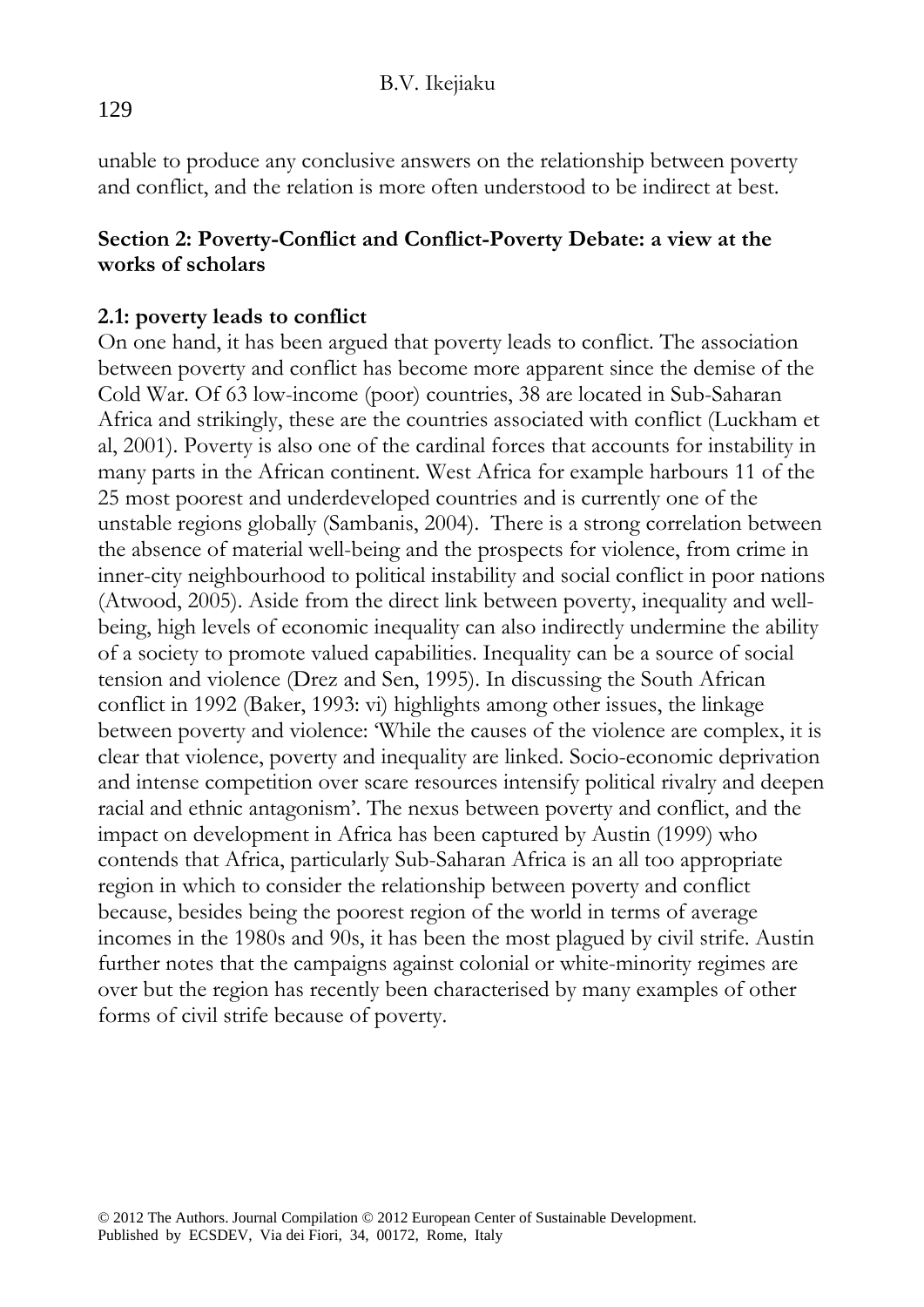unable to produce any conclusive answers on the relationship between poverty and conflict, and the relation is more often understood to be indirect at best.

## Section 2: Poverty-Conflict and Conflict-Poverty Debate: a view at the works of scholars

### 2.1: poverty leads to conflict

On one hand, it has been argued that poverty leads to conflict. The association between poverty and conflict has become more apparent since the demise of the Cold War. Of 63 low-income (poor) countries, 38 are located in Sub-Saharan Africa and strikingly, these are the countries associated with conflict (Luckham et al, 2001). Poverty is also one of the cardinal forces that accounts for instability in many parts in the African continent. West Africa for example harbours 11 of the 25 most poorest and underdeveloped countries and is currently one of the unstable regions globally (Sambanis, 2004). There is a strong correlation between the absence of material well-being and the prospects for violence, from crime in inner-city neighbourhood to political instability and social conflict in poor nations (Atwood, 2005). Aside from the direct link between poverty, inequality and well-being, high levels of economic inequality can also indirectly undermine the ability of a society to promote valued capabilities. Inequality can be a source of social tension and violence (Drez and Sen, 1995). In discussing the South African conflict in 1992 (Baker, 1993: vi) highlights among other issues, the linkage between poverty and violence: 'While the causes of the violence are complex, it is clear that violence, poverty and inequality are linked. Socio-economic deprivation and intense competition over scare resources intensify political rivalry and deepen racial and ethnic antagonism'. The nexus between poverty and conflict, and the impact on development in Africa has been captured by Austin (1999) who contends that Africa, particularly Sub-Saharan Africa is an all too appropriate region in which to consider the relationship between poverty and conflict because, besides being the poorest region of the world in terms of average incomes in the 1980s and 90s, it has been the most plagued by civil strife. Austin further notes that the campaigns against colonial or white-minority regimes are over but the region has recently been characterised by many examples of other forms of civil strife because of poverty.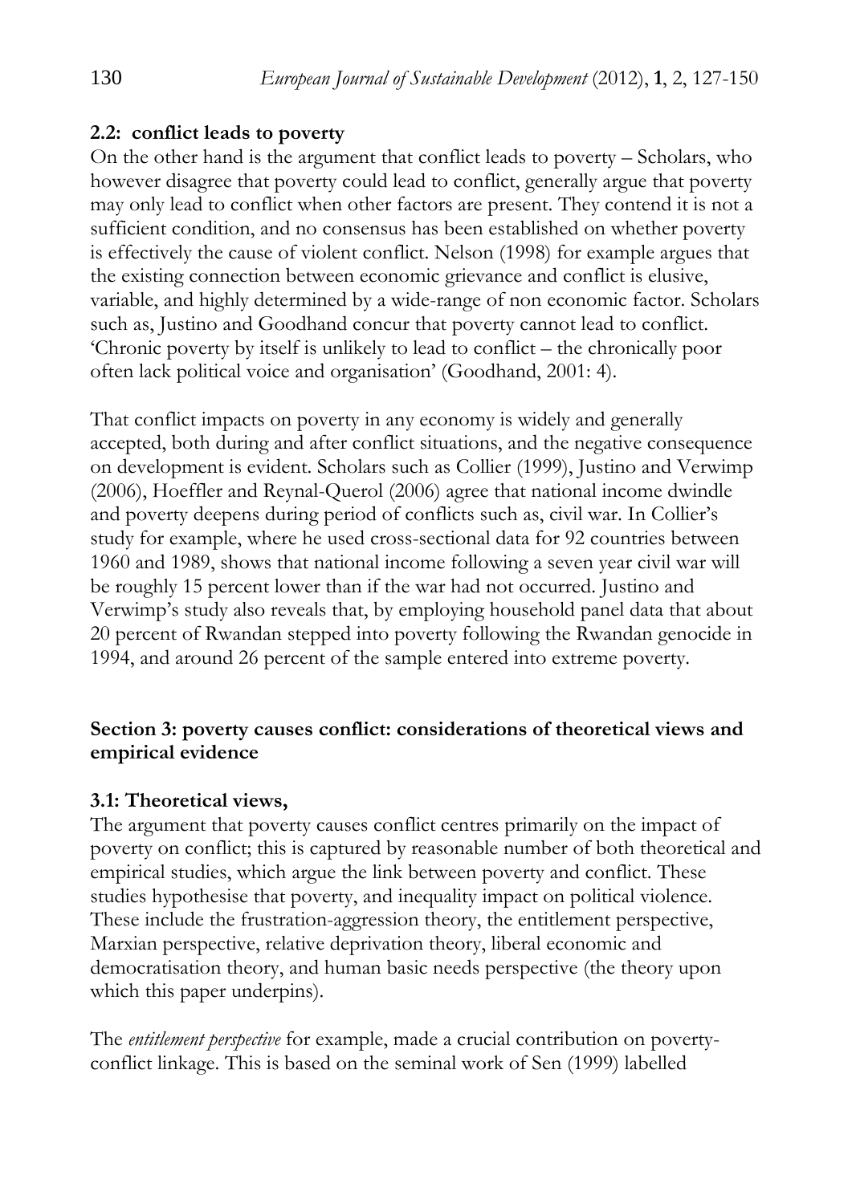### 2.2: conflict leads to poverty

On the other hand is the argument that conflict leads to poverty – Scholars, who however disagree that poverty could lead to conflict, generally argue that poverty may only lead to conflict when other factors are present. They contend it is not a sufficient condition, and no consensus has been established on whether poverty is effectively the cause of violent conflict. Nelson (1998) for example argues that the existing connection between economic grievance and conflict is elusive, variable, and highly determined by a wide-range of non economic factor. Scholars such as, Justino and Goodhand concur that poverty cannot lead to conflict. 'Chronic poverty by itself is unlikely to lead to conflict – the chronically poor often lack political voice and organisation' (Goodhand, 2001: 4).

That conflict impacts on poverty in any economy is widely and generally accepted, both during and after conflict situations, and the negative consequence on development is evident. Scholars such as Collier (1999), Justino and Verwimp (2006), Hoeffler and Reynal-Querol (2006) agree that national income dwindle and poverty deepens during period of conflicts such as, civil war. In Collier's study for example, where he used cross-sectional data for 92 countries between 1960 and 1989, shows that national income following a seven year civil war will be roughly 15 percent lower than if the war had not occurred. Justino and Verwimp's study also reveals that, by employing household panel data that about 20 percent of Rwandan stepped into poverty following the Rwandan genocide in 1994, and around 26 percent of the sample entered into extreme poverty.

## Section 3: poverty causes conflict: considerations of theoretical views and empirical evidence

### 3.1: Theoretical views,

The argument that poverty causes conflict centres primarily on the impact of poverty on conflict; this is captured by reasonable number of both theoretical and empirical studies, which argue the link between poverty and conflict. These studies hypothesise that poverty, and inequality impact on political violence. These include the frustration-aggression theory, the entitlement perspective, Marxian perspective, relative deprivation theory, liberal economic and democratisation theory, and human basic needs perspective (the theory upon which this paper underpins).

The *entitlement perspective* for example, made a crucial contribution on poverty-conflict linkage. This is based on the seminal work of Sen (1999) labelled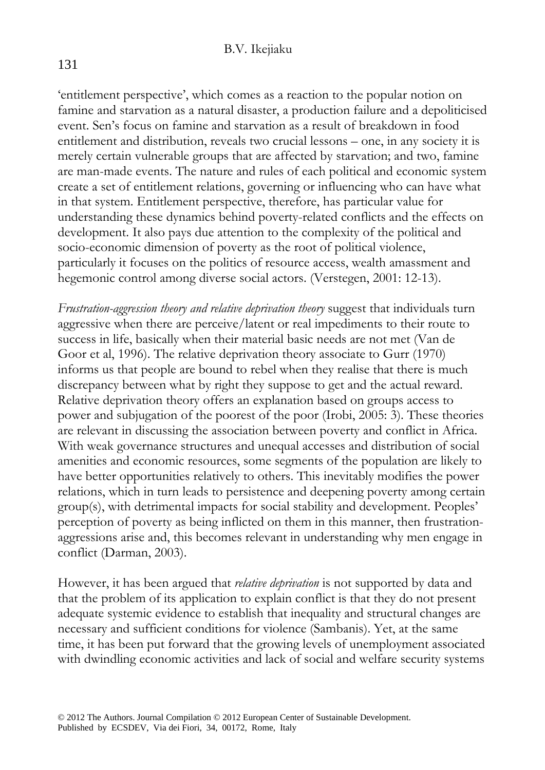'entitlement perspective', which comes as a reaction to the popular notion on famine and starvation as a natural disaster, a production failure and a depoliticised event. Sen's focus on famine and starvation as a result of breakdown in food entitlement and distribution, reveals two crucial lessons – one, in any society it is merely certain vulnerable groups that are affected by starvation; and two, famine are man-made events. The nature and rules of each political and economic system create a set of entitlement relations, governing or influencing who can have what in that system. Entitlement perspective, therefore, has particular value for understanding these dynamics behind poverty-related conflicts and the effects on development. It also pays due attention to the complexity of the political and socio-economic dimension of poverty as the root of political violence, particularly it focuses on the politics of resource access, wealth amassment and hegemonic control among diverse social actors. (Verstegen, 2001: 12-13).

*Frustration-aggression theory and relative deprivation theory* suggest that individuals turn aggressive when there are perceive/latent or real impediments to their route to success in life, basically when their material basic needs are not met (Van de Goor et al, 1996). The relative deprivation theory associate to Gurr (1970) informs us that people are bound to rebel when they realise that there is much discrepancy between what by right they suppose to get and the actual reward. Relative deprivation theory offers an explanation based on groups access to power and subjugation of the poorest of the poor (Irobi, 2005: 3). These theories are relevant in discussing the association between poverty and conflict in Africa. With weak governance structures and unequal accesses and distribution of social amenities and economic resources, some segments of the population are likely to have better opportunities relatively to others. This inevitably modifies the power relations, which in turn leads to persistence and deepening poverty among certain group(s), with detrimental impacts for social stability and development. Peoples' perception of poverty as being inflicted on them in this manner, then frustration-aggressions arise and, this becomes relevant in understanding why men engage in conflict (Darman, 2003).

However, it has been argued that *relative deprivation* is not supported by data and that the problem of its application to explain conflict is that they do not present adequate systemic evidence to establish that inequality and structural changes are necessary and sufficient conditions for violence (Sambanis). Yet, at the same time, it has been put forward that the growing levels of unemployment associated with dwindling economic activities and lack of social and welfare security systems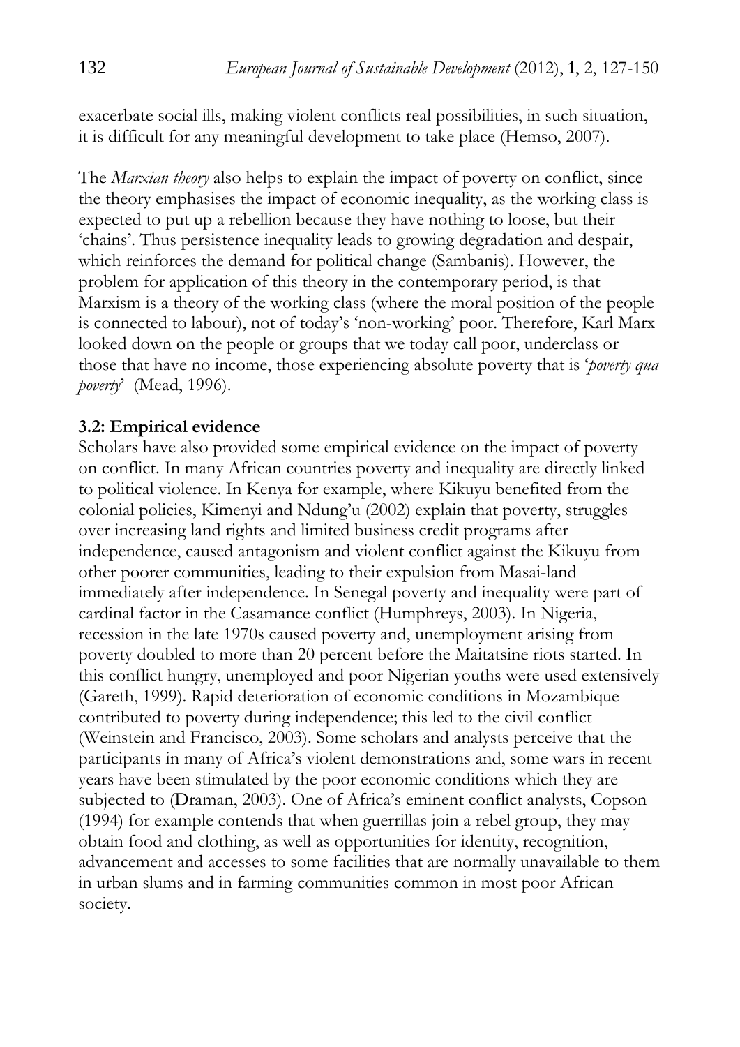exacerbate social ills, making violent conflicts real possibilities, in such situation, it is difficult for any meaningful development to take place (Hemso, 2007).

The *Marxian theory* also helps to explain the impact of poverty on conflict, since the theory emphasises the impact of economic inequality, as the working class is expected to put up a rebellion because they have nothing to loose, but their 'chains'. Thus persistence inequality leads to growing degradation and despair, which reinforces the demand for political change (Sambanis). However, the problem for application of this theory in the contemporary period, is that Marxism is a theory of the working class (where the moral position of the people is connected to labour), not of today's 'non-working' poor. Therefore, Karl Marx looked down on the people or groups that we today call poor, underclass or those that have no income, those experiencing absolute poverty that is '*poverty qua poverty*' (Mead, 1996).

### 3.2: Empirical evidence

Scholars have also provided some empirical evidence on the impact of poverty on conflict. In many African countries poverty and inequality are directly linked to political violence. In Kenya for example, where Kikuyu benefited from the colonial policies, Kimenyi and Ndung'u (2002) explain that poverty, struggles over increasing land rights and limited business credit programs after independence, caused antagonism and violent conflict against the Kikuyu from other poorer communities, leading to their expulsion from Masai-land immediately after independence. In Senegal poverty and inequality were part of cardinal factor in the Casamance conflict (Humphreys, 2003). In Nigeria, recession in the late 1970s caused poverty and, unemployment arising from poverty doubled to more than 20 percent before the Maitatsine riots started. In this conflict hungry, unemployed and poor Nigerian youths were used extensively (Gareth, 1999). Rapid deterioration of economic conditions in Mozambique contributed to poverty during independence; this led to the civil conflict (Weinstein and Francisco, 2003). Some scholars and analysts perceive that the participants in many of Africa's violent demonstrations and, some wars in recent years have been stimulated by the poor economic conditions which they are subjected to (Draman, 2003). One of Africa's eminent conflict analysts, Copson (1994) for example contends that when guerrillas join a rebel group, they may obtain food and clothing, as well as opportunities for identity, recognition, advancement and accesses to some facilities that are normally unavailable to them in urban slums and in farming communities common in most poor African society.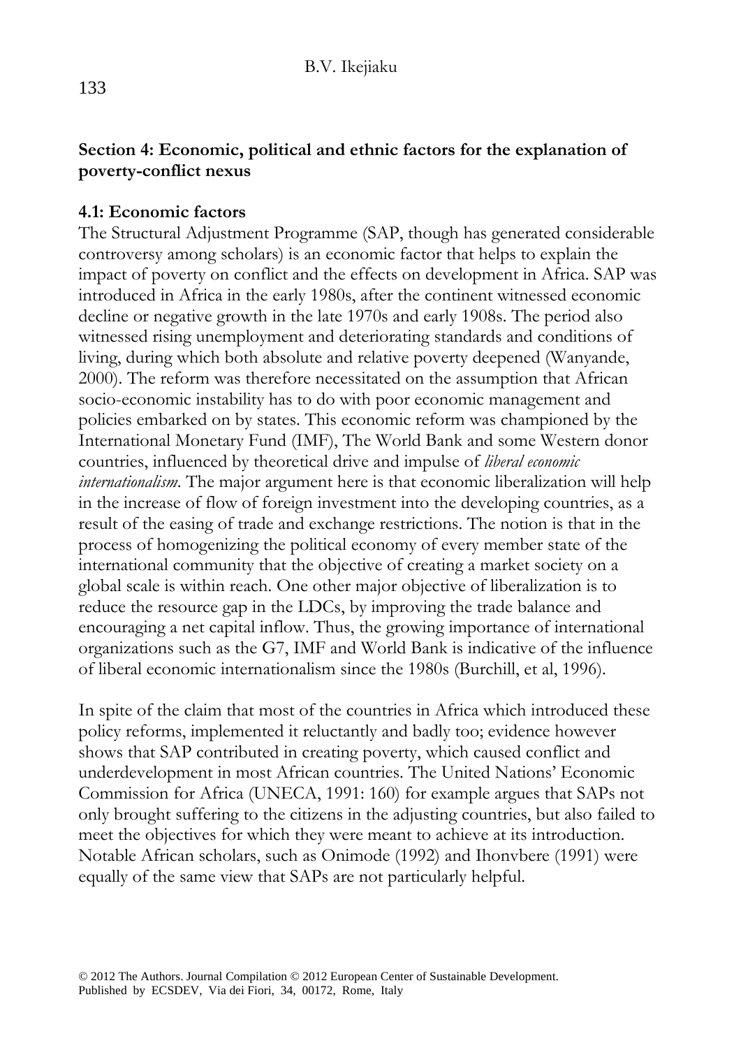**Section 4: Economic, political and ethnic factors for the explanation of poverty-conflict nexus**

**4.1: Economic factors**

The Structural Adjustment Programme (SAP, though has generated considerable controversy among scholars) is an economic factor that helps to explain the impact of poverty on conflict and the effects on development in Africa. SAP was introduced in Africa in the early 1980s, after the continent witnessed economic decline or negative growth in the late 1970s and early 1908s. The period also witnessed rising unemployment and deteriorating standards and conditions of living, during which both absolute and relative poverty deepened (Wanyande, 2000). The reform was therefore necessitated on the assumption that African socio-economic instability has to do with poor economic management and policies embarked on by states. This economic reform was championed by the International Monetary Fund (IMF), The World Bank and some Western donor countries, influenced by theoretical drive and impulse of *liberal economic internationalism*. The major argument here is that economic liberalization will help in the increase of flow of foreign investment into the developing countries, as a result of the easing of trade and exchange restrictions. The notion is that in the process of homogenizing the political economy of every member state of the international community that the objective of creating a market society on a global scale is within reach. One other major objective of liberalization is to reduce the resource gap in the LDCs, by improving the trade balance and encouraging a net capital inflow. Thus, the growing importance of international organizations such as the G7, IMF and World Bank is indicative of the influence of liberal economic internationalism since the 1980s (Burchill, et al, 1996).

In spite of the claim that most of the countries in Africa which introduced these policy reforms, implemented it reluctantly and badly too; evidence however shows that SAP contributed in creating poverty, which caused conflict and underdevelopment in most African countries. The United Nations' Economic Commission for Africa (UNECA, 1991: 160) for example argues that SAPs not only brought suffering to the citizens in the adjusting countries, but also failed to meet the objectives for which they were meant to achieve at its introduction. Notable African scholars, such as Onimode (1992) and Ihonvbere (1991) were equally of the same view that SAPs are not particularly helpful.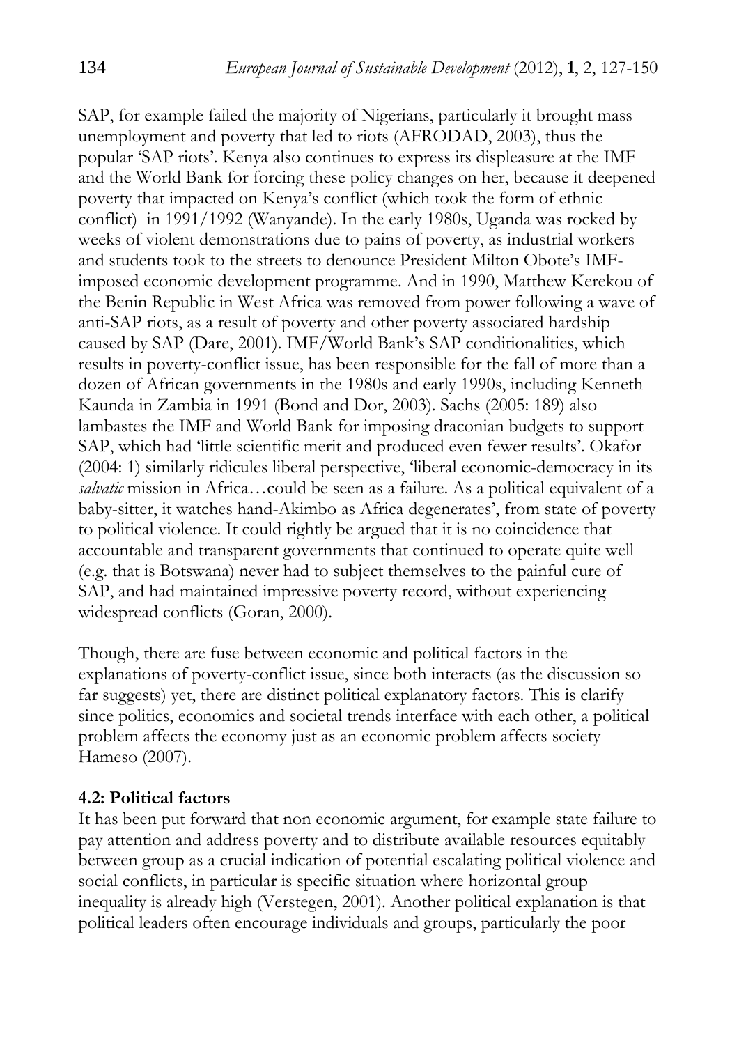SAP, for example failed the majority of Nigerians, particularly it brought mass unemployment and poverty that led to riots (AFRODAD, 2003), thus the popular 'SAP riots'. Kenya also continues to express its displeasure at the IMF and the World Bank for forcing these policy changes on her, because it deepened poverty that impacted on Kenya's conflict (which took the form of ethnic conflict) in 1991/1992 (Wanyande). In the early 1980s, Uganda was rocked by weeks of violent demonstrations due to pains of poverty, as industrial workers and students took to the streets to denounce President Milton Obote's IMF-imposed economic development programme. And in 1990, Matthew Kerekou of the Benin Republic in West Africa was removed from power following a wave of anti-SAP riots, as a result of poverty and other poverty associated hardship caused by SAP (Dare, 2001). IMF/World Bank's SAP conditionalities, which results in poverty-conflict issue, has been responsible for the fall of more than a dozen of African governments in the 1980s and early 1990s, including Kenneth Kaunda in Zambia in 1991 (Bond and Dor, 2003). Sachs (2005: 189) also lambastes the IMF and World Bank for imposing draconian budgets to support SAP, which had 'little scientific merit and produced even fewer results'. Okafor (2004: 1) similarly ridicules liberal perspective, 'liberal economic-democracy in its *salvatic* mission in Africa…could be seen as a failure. As a political equivalent of a baby-sitter, it watches hand-Akimbo as Africa degenerates', from state of poverty to political violence. It could rightly be argued that it is no coincidence that accountable and transparent governments that continued to operate quite well (e.g. that is Botswana) never had to subject themselves to the painful cure of SAP, and had maintained impressive poverty record, without experiencing widespread conflicts (Goran, 2000).

Though, there are fuse between economic and political factors in the explanations of poverty-conflict issue, since both interacts (as the discussion so far suggests) yet, there are distinct political explanatory factors. This is clarify since politics, economics and societal trends interface with each other, a political problem affects the economy just as an economic problem affects society Hameso (2007).

### 4.2: Political factors

It has been put forward that non economic argument, for example state failure to pay attention and address poverty and to distribute available resources equitably between group as a crucial indication of potential escalating political violence and social conflicts, in particular is specific situation where horizontal group inequality is already high (Verstegen, 2001). Another political explanation is that political leaders often encourage individuals and groups, particularly the poor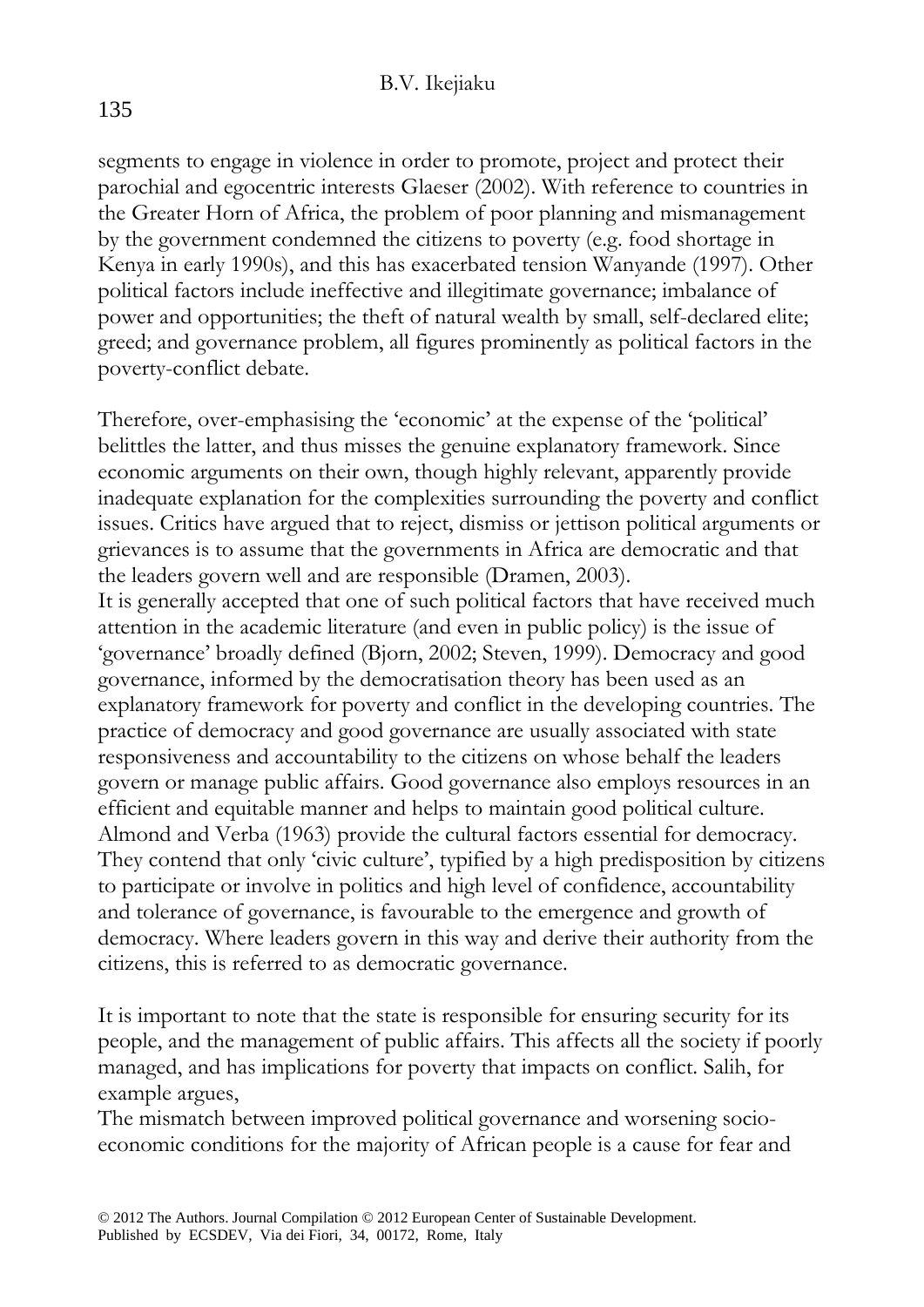segments to engage in violence in order to promote, project and protect their parochial and egocentric interests Glaeser (2002). With reference to countries in the Greater Horn of Africa, the problem of poor planning and mismanagement by the government condemned the citizens to poverty (e.g. food shortage in Kenya in early 1990s), and this has exacerbated tension Wanyande (1997). Other political factors include ineffective and illegitimate governance; imbalance of power and opportunities; the theft of natural wealth by small, self-declared elite; greed; and governance problem, all figures prominently as political factors in the poverty-conflict debate.

Therefore, over-emphasising the 'economic' at the expense of the 'political' belittles the latter, and thus misses the genuine explanatory framework. Since economic arguments on their own, though highly relevant, apparently provide inadequate explanation for the complexities surrounding the poverty and conflict issues. Critics have argued that to reject, dismiss or jettison political arguments or grievances is to assume that the governments in Africa are democratic and that the leaders govern well and are responsible (Dramen, 2003).

It is generally accepted that one of such political factors that have received much attention in the academic literature (and even in public policy) is the issue of 'governance' broadly defined (Bjorn, 2002; Steven, 1999). Democracy and good governance, informed by the democratisation theory has been used as an explanatory framework for poverty and conflict in the developing countries. The practice of democracy and good governance are usually associated with state responsiveness and accountability to the citizens on whose behalf the leaders govern or manage public affairs. Good governance also employs resources in an efficient and equitable manner and helps to maintain good political culture. Almond and Verba (1963) provide the cultural factors essential for democracy. They contend that only 'civic culture', typified by a high predisposition by citizens to participate or involve in politics and high level of confidence, accountability and tolerance of governance, is favourable to the emergence and growth of democracy. Where leaders govern in this way and derive their authority from the citizens, this is referred to as democratic governance.

It is important to note that the state is responsible for ensuring security for its people, and the management of public affairs. This affects all the society if poorly managed, and has implications for poverty that impacts on conflict. Salih, for example argues,

The mismatch between improved political governance and worsening socio-economic conditions for the majority of African people is a cause for fear and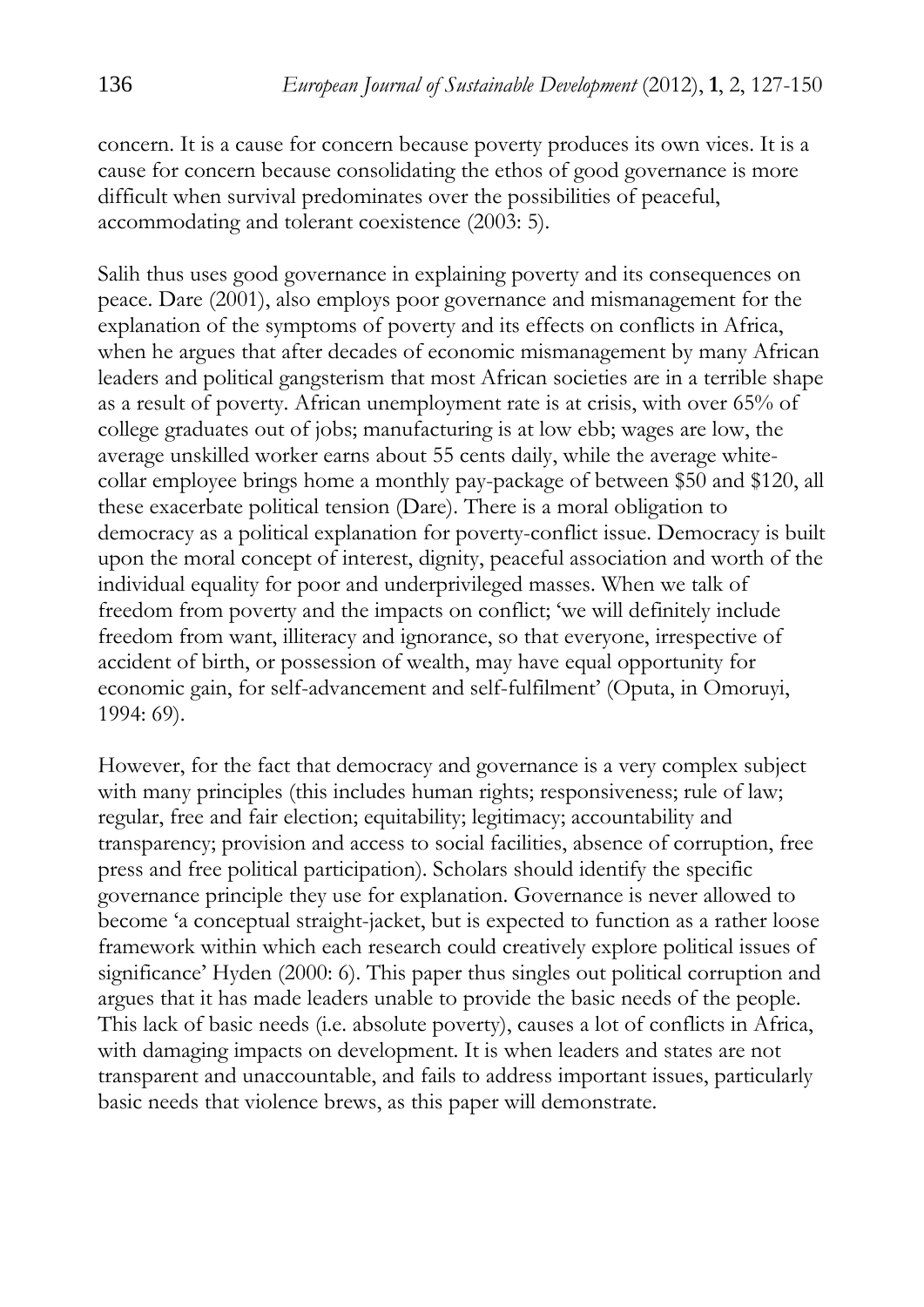concern. It is a cause for concern because poverty produces its own vices. It is a cause for concern because consolidating the ethos of good governance is more difficult when survival predominates over the possibilities of peaceful, accommodating and tolerant coexistence (2003: 5).

Salih thus uses good governance in explaining poverty and its consequences on peace. Dare (2001), also employs poor governance and mismanagement for the explanation of the symptoms of poverty and its effects on conflicts in Africa, when he argues that after decades of economic mismanagement by many African leaders and political gangsterism that most African societies are in a terrible shape as a result of poverty. African unemployment rate is at crisis, with over 65% of college graduates out of jobs; manufacturing is at low ebb; wages are low, the average unskilled worker earns about 55 cents daily, while the average white-collar employee brings home a monthly pay-package of between $50 and $120, all these exacerbate political tension (Dare). There is a moral obligation to democracy as a political explanation for poverty-conflict issue. Democracy is built upon the moral concept of interest, dignity, peaceful association and worth of the individual equality for poor and underprivileged masses. When we talk of freedom from poverty and the impacts on conflict; 'we will definitely include freedom from want, illiteracy and ignorance, so that everyone, irrespective of accident of birth, or possession of wealth, may have equal opportunity for economic gain, for self-advancement and self-fulfilment' (Oputa, in Omoruyi, 1994: 69).

However, for the fact that democracy and governance is a very complex subject with many principles (this includes human rights; responsiveness; rule of law; regular, free and fair election; equitability; legitimacy; accountability and transparency; provision and access to social facilities, absence of corruption, free press and free political participation). Scholars should identify the specific governance principle they use for explanation. Governance is never allowed to become 'a conceptual straight-jacket, but is expected to function as a rather loose framework within which each research could creatively explore political issues of significance' Hyden (2000: 6). This paper thus singles out political corruption and argues that it has made leaders unable to provide the basic needs of the people. This lack of basic needs (i.e. absolute poverty), causes a lot of conflicts in Africa, with damaging impacts on development. It is when leaders and states are not transparent and unaccountable, and fails to address important issues, particularly basic needs that violence brews, as this paper will demonstrate.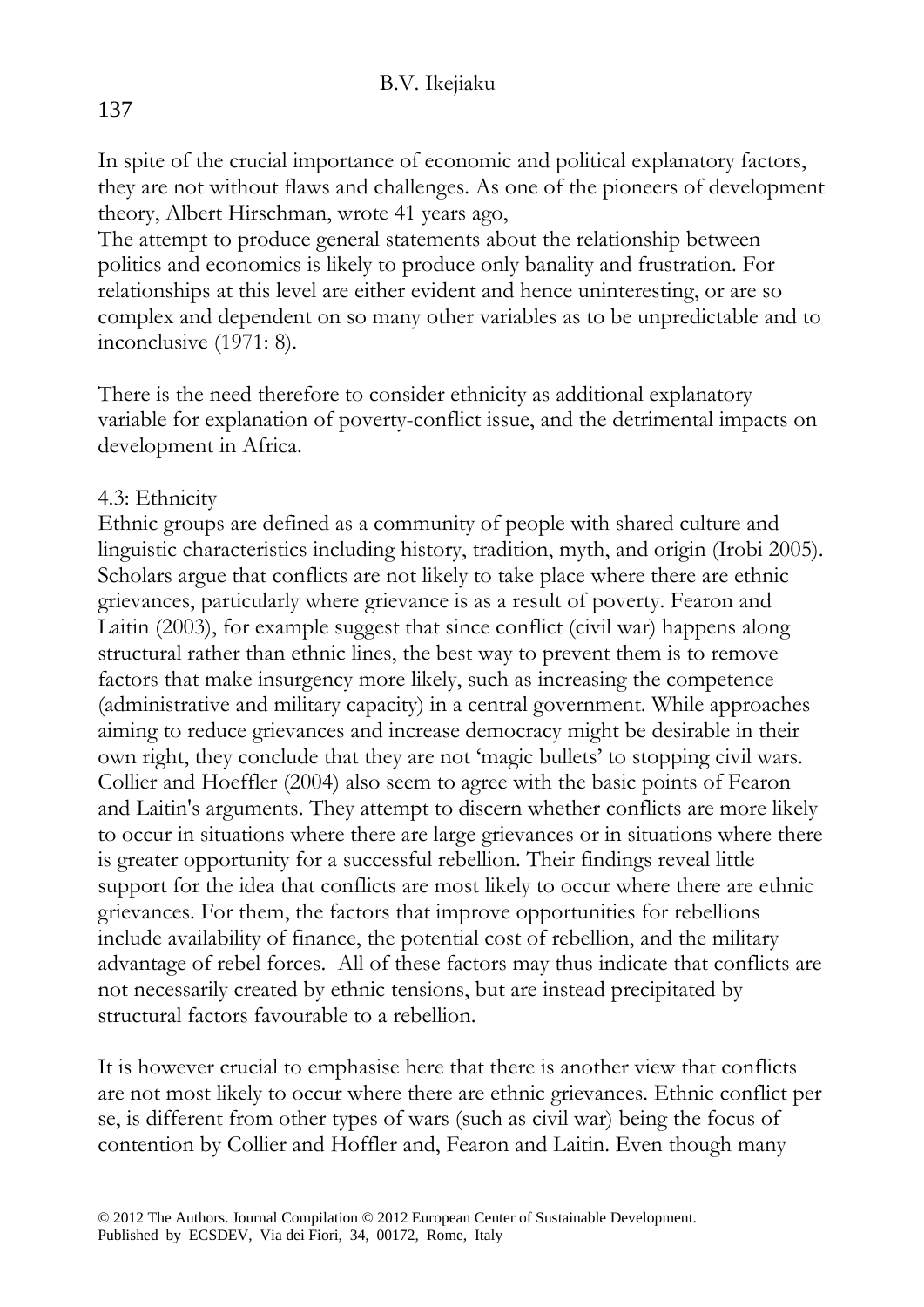In spite of the crucial importance of economic and political explanatory factors, they are not without flaws and challenges. As one of the pioneers of development theory, Albert Hirschman, wrote 41 years ago,

The attempt to produce general statements about the relationship between politics and economics is likely to produce only banality and frustration. For relationships at this level are either evident and hence uninteresting, or are so complex and dependent on so many other variables as to be unpredictable and to inconclusive (1971: 8).

There is the need therefore to consider ethnicity as additional explanatory variable for explanation of poverty-conflict issue, and the detrimental impacts on development in Africa.

### 4.3: Ethnicity

Ethnic groups are defined as a community of people with shared culture and linguistic characteristics including history, tradition, myth, and origin (Irobi 2005). Scholars argue that conflicts are not likely to take place where there are ethnic grievances, particularly where grievance is as a result of poverty. Fearon and Laitin (2003), for example suggest that since conflict (civil war) happens along structural rather than ethnic lines, the best way to prevent them is to remove factors that make insurgency more likely, such as increasing the competence (administrative and military capacity) in a central government. While approaches aiming to reduce grievances and increase democracy might be desirable in their own right, they conclude that they are not 'magic bullets' to stopping civil wars. Collier and Hoeffler (2004) also seem to agree with the basic points of Fearon and Laitin's arguments. They attempt to discern whether conflicts are more likely to occur in situations where there are large grievances or in situations where there is greater opportunity for a successful rebellion. Their findings reveal little support for the idea that conflicts are most likely to occur where there are ethnic grievances. For them, the factors that improve opportunities for rebellions include availability of finance, the potential cost of rebellion, and the military advantage of rebel forces. All of these factors may thus indicate that conflicts are not necessarily created by ethnic tensions, but are instead precipitated by structural factors favourable to a rebellion.

It is however crucial to emphasise here that there is another view that conflicts are not most likely to occur where there are ethnic grievances. Ethnic conflict per se, is different from other types of wars (such as civil war) being the focus of contention by Collier and Hoffler and, Fearon and Laitin. Even though many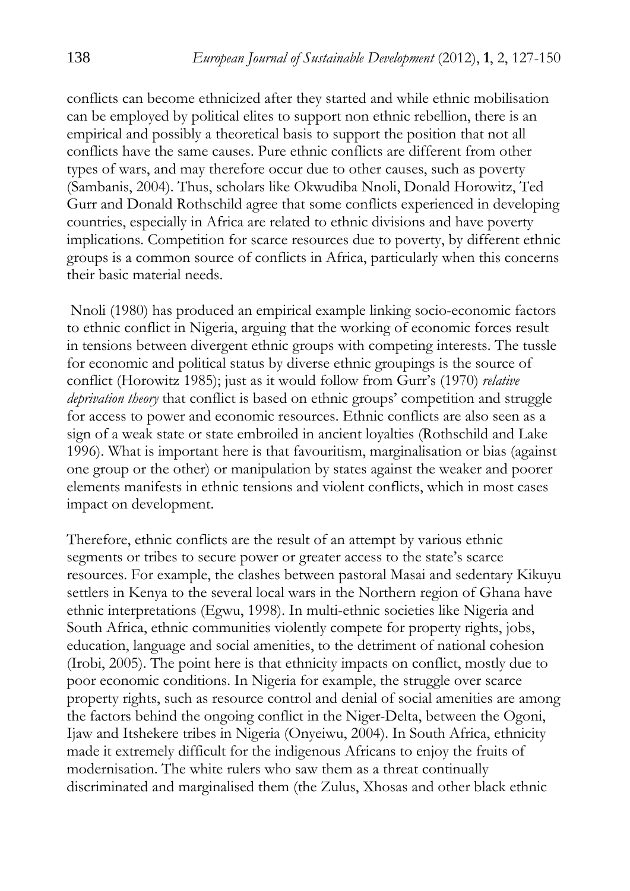conflicts can become ethnicized after they started and while ethnic mobilisation can be employed by political elites to support non ethnic rebellion, there is an empirical and possibly a theoretical basis to support the position that not all conflicts have the same causes. Pure ethnic conflicts are different from other types of wars, and may therefore occur due to other causes, such as poverty (Sambanis, 2004). Thus, scholars like Okwudiba Nnoli, Donald Horowitz, Ted Gurr and Donald Rothschild agree that some conflicts experienced in developing countries, especially in Africa are related to ethnic divisions and have poverty implications. Competition for scarce resources due to poverty, by different ethnic groups is a common source of conflicts in Africa, particularly when this concerns their basic material needs.

Nnoli (1980) has produced an empirical example linking socio-economic factors to ethnic conflict in Nigeria, arguing that the working of economic forces result in tensions between divergent ethnic groups with competing interests. The tussle for economic and political status by diverse ethnic groupings is the source of conflict (Horowitz 1985); just as it would follow from Gurr's (1970) *relative deprivation theory* that conflict is based on ethnic groups' competition and struggle for access to power and economic resources. Ethnic conflicts are also seen as a sign of a weak state or state embroiled in ancient loyalties (Rothschild and Lake 1996). What is important here is that favouritism, marginalisation or bias (against one group or the other) or manipulation by states against the weaker and poorer elements manifests in ethnic tensions and violent conflicts, which in most cases impact on development.

Therefore, ethnic conflicts are the result of an attempt by various ethnic segments or tribes to secure power or greater access to the state's scarce resources. For example, the clashes between pastoral Masai and sedentary Kikuyu settlers in Kenya to the several local wars in the Northern region of Ghana have ethnic interpretations (Egwu, 1998). In multi-ethnic societies like Nigeria and South Africa, ethnic communities violently compete for property rights, jobs, education, language and social amenities, to the detriment of national cohesion (Irobi, 2005). The point here is that ethnicity impacts on conflict, mostly due to poor economic conditions. In Nigeria for example, the struggle over scarce property rights, such as resource control and denial of social amenities are among the factors behind the ongoing conflict in the Niger-Delta, between the Ogoni, Ijaw and Itshekere tribes in Nigeria (Onyeiwu, 2004). In South Africa, ethnicity made it extremely difficult for the indigenous Africans to enjoy the fruits of modernisation. The white rulers who saw them as a threat continually discriminated and marginalised them (the Zulus, Xhosas and other black ethnic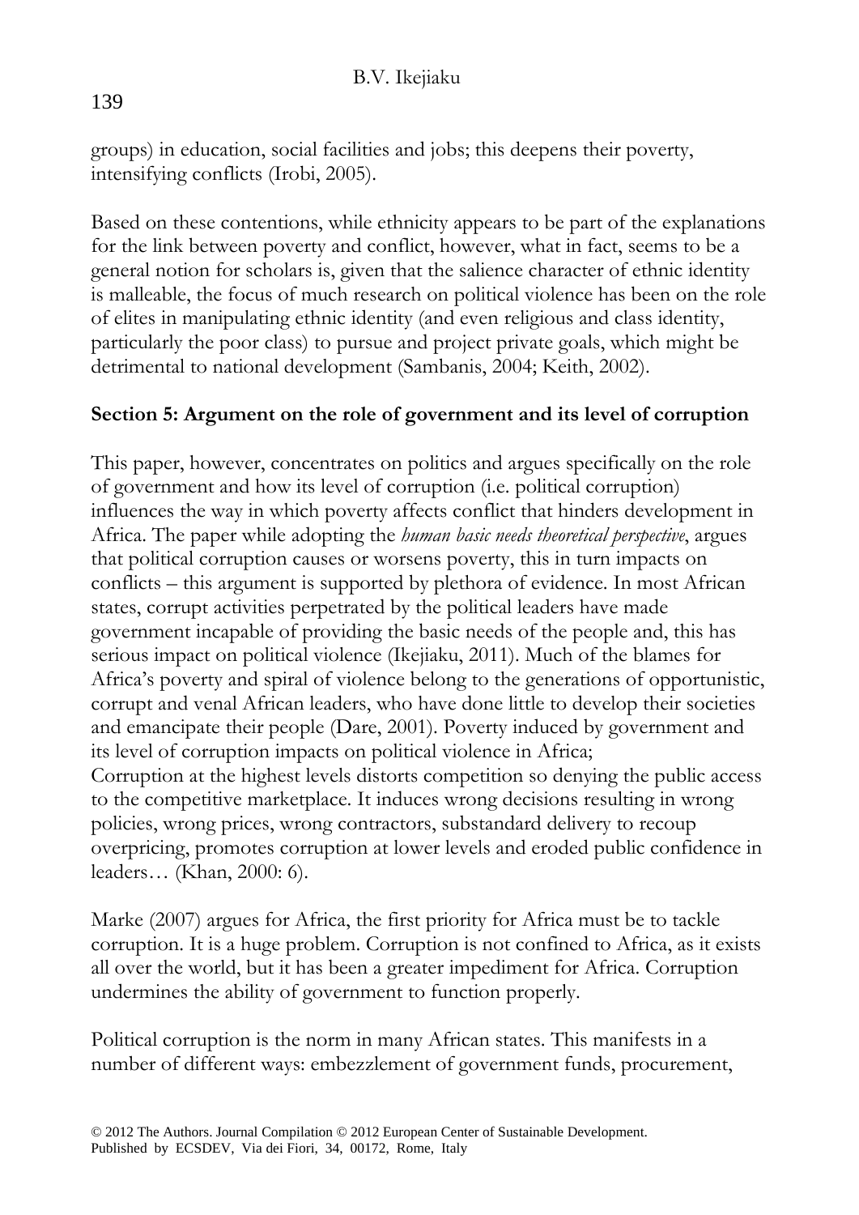groups) in education, social facilities and jobs; this deepens their poverty, intensifying conflicts (Irobi, 2005).

Based on these contentions, while ethnicity appears to be part of the explanations for the link between poverty and conflict, however, what in fact, seems to be a general notion for scholars is, given that the salience character of ethnic identity is malleable, the focus of much research on political violence has been on the role of elites in manipulating ethnic identity (and even religious and class identity, particularly the poor class) to pursue and project private goals, which might be detrimental to national development (Sambanis, 2004; Keith, 2002).

**Section 5: Argument on the role of government and its level of corruption**

This paper, however, concentrates on politics and argues specifically on the role of government and how its level of corruption (i.e. political corruption) influences the way in which poverty affects conflict that hinders development in Africa. The paper while adopting the *human basic needs theoretical perspective*, argues that political corruption causes or worsens poverty, this in turn impacts on conflicts – this argument is supported by plethora of evidence. In most African states, corrupt activities perpetrated by the political leaders have made government incapable of providing the basic needs of the people and, this has serious impact on political violence (Ikejiaku, 2011). Much of the blames for Africa's poverty and spiral of violence belong to the generations of opportunistic, corrupt and venal African leaders, who have done little to develop their societies and emancipate their people (Dare, 2001). Poverty induced by government and its level of corruption impacts on political violence in Africa;
Corruption at the highest levels distorts competition so denying the public access to the competitive marketplace. It induces wrong decisions resulting in wrong policies, wrong prices, wrong contractors, substandard delivery to recoup overpricing, promotes corruption at lower levels and eroded public confidence in leaders… (Khan, 2000: 6).

Marke (2007) argues for Africa, the first priority for Africa must be to tackle corruption. It is a huge problem. Corruption is not confined to Africa, as it exists all over the world, but it has been a greater impediment for Africa. Corruption undermines the ability of government to function properly.

Political corruption is the norm in many African states. This manifests in a number of different ways: embezzlement of government funds, procurement,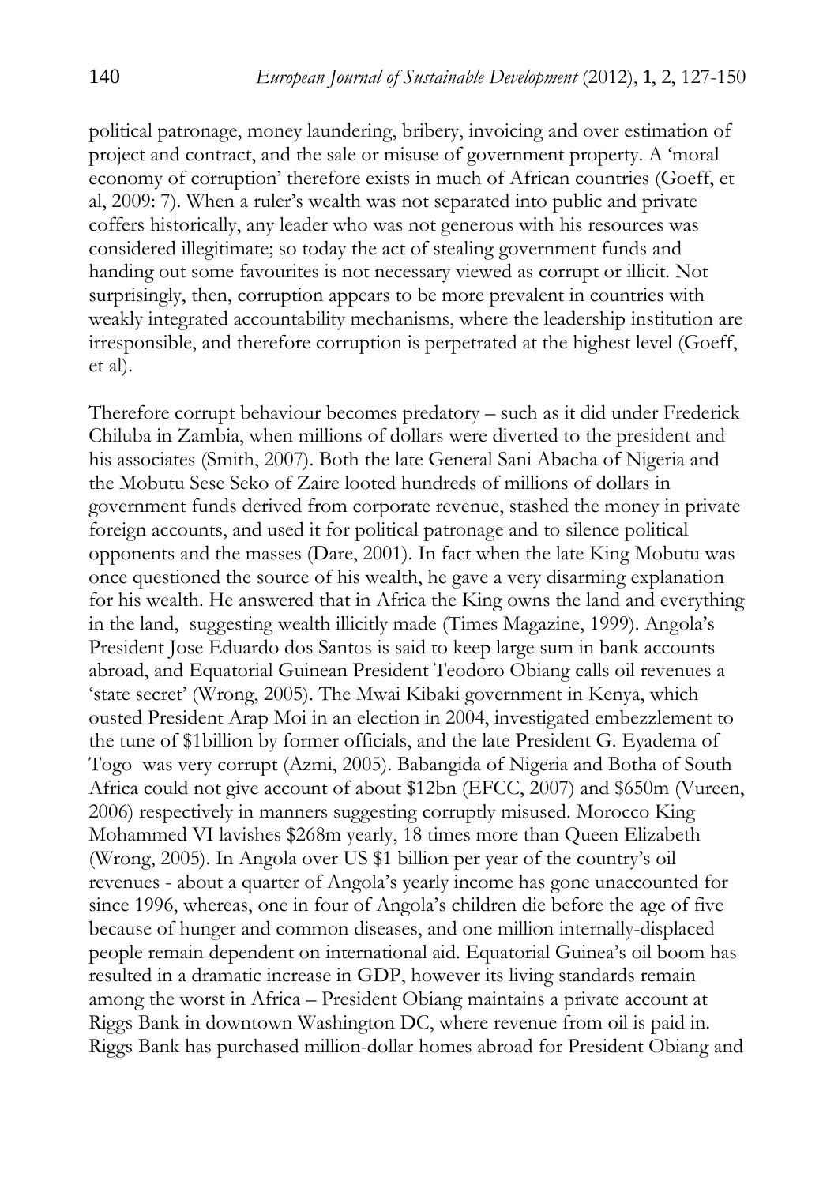political patronage, money laundering, bribery, invoicing and over estimation of project and contract, and the sale or misuse of government property. A 'moral economy of corruption' therefore exists in much of African countries (Goeff, et al, 2009: 7). When a ruler's wealth was not separated into public and private coffers historically, any leader who was not generous with his resources was considered illegitimate; so today the act of stealing government funds and handing out some favourites is not necessary viewed as corrupt or illicit. Not surprisingly, then, corruption appears to be more prevalent in countries with weakly integrated accountability mechanisms, where the leadership institution are irresponsible, and therefore corruption is perpetrated at the highest level (Goeff, et al).

Therefore corrupt behaviour becomes predatory – such as it did under Frederick Chiluba in Zambia, when millions of dollars were diverted to the president and his associates (Smith, 2007). Both the late General Sani Abacha of Nigeria and the Mobutu Sese Seko of Zaire looted hundreds of millions of dollars in government funds derived from corporate revenue, stashed the money in private foreign accounts, and used it for political patronage and to silence political opponents and the masses (Dare, 2001). In fact when the late King Mobutu was once questioned the source of his wealth, he gave a very disarming explanation for his wealth. He answered that in Africa the King owns the land and everything in the land, suggesting wealth illicitly made (Times Magazine, 1999). Angola's President Jose Eduardo dos Santos is said to keep large sum in bank accounts abroad, and Equatorial Guinean President Teodoro Obiang calls oil revenues a 'state secret' (Wrong, 2005). The Mwai Kibaki government in Kenya, which ousted President Arap Moi in an election in 2004, investigated embezzlement to the tune of \$1billion by former officials, and the late President G. Eyadema of Togo was very corrupt (Azmi, 2005). Babangida of Nigeria and Botha of South Africa could not give account of about \$12bn (EFCC, 2007) and \$650m (Vureen, 2006) respectively in manners suggesting corruptly misused. Morocco King Mohammed VI lavishes \$268m yearly, 18 times more than Queen Elizabeth (Wrong, 2005). In Angola over US \$1 billion per year of the country's oil revenues - about a quarter of Angola's yearly income has gone unaccounted for since 1996, whereas, one in four of Angola's children die before the age of five because of hunger and common diseases, and one million internally-displaced people remain dependent on international aid. Equatorial Guinea's oil boom has resulted in a dramatic increase in GDP, however its living standards remain among the worst in Africa – President Obiang maintains a private account at Riggs Bank in downtown Washington DC, where revenue from oil is paid in. Riggs Bank has purchased million-dollar homes abroad for President Obiang and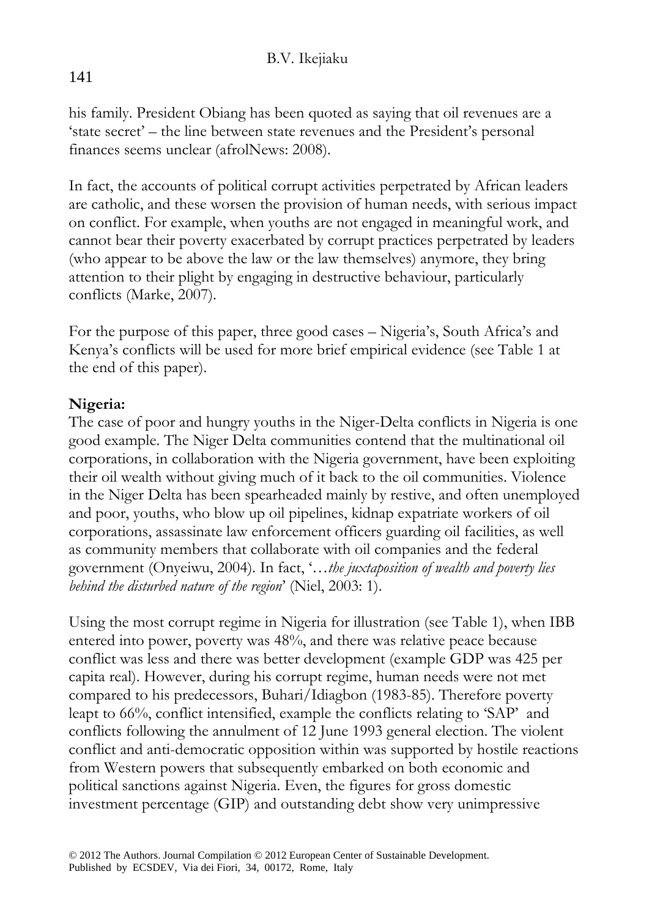his family. President Obiang has been quoted as saying that oil revenues are a 'state secret' – the line between state revenues and the President's personal finances seems unclear (afrolNews: 2008).

In fact, the accounts of political corrupt activities perpetrated by African leaders are catholic, and these worsen the provision of human needs, with serious impact on conflict. For example, when youths are not engaged in meaningful work, and cannot bear their poverty exacerbated by corrupt practices perpetrated by leaders (who appear to be above the law or the law themselves) anymore, they bring attention to their plight by engaging in destructive behaviour, particularly conflicts (Marke, 2007).

For the purpose of this paper, three good cases – Nigeria's, South Africa's and Kenya's conflicts will be used for more brief empirical evidence (see Table 1 at the end of this paper).

**Nigeria:**

The case of poor and hungry youths in the Niger-Delta conflicts in Nigeria is one good example. The Niger Delta communities contend that the multinational oil corporations, in collaboration with the Nigeria government, have been exploiting their oil wealth without giving much of it back to the oil communities. Violence in the Niger Delta has been spearheaded mainly by restive, and often unemployed and poor, youths, who blow up oil pipelines, kidnap expatriate workers of oil corporations, assassinate law enforcement officers guarding oil facilities, as well as community members that collaborate with oil companies and the federal government (Onyeiwu, 2004). In fact, '…*the juxtaposition of wealth and poverty lies behind the disturbed nature of the region*' (Niel, 2003: 1).

Using the most corrupt regime in Nigeria for illustration (see Table 1), when IBB entered into power, poverty was 48%, and there was relative peace because conflict was less and there was better development (example GDP was 425 per capita real). However, during his corrupt regime, human needs were not met compared to his predecessors, Buhari/Idiagbon (1983-85). Therefore poverty leapt to 66%, conflict intensified, example the conflicts relating to 'SAP' and conflicts following the annulment of 12 June 1993 general election. The violent conflict and anti-democratic opposition within was supported by hostile reactions from Western powers that subsequently embarked on both economic and political sanctions against Nigeria. Even, the figures for gross domestic investment percentage (GIP) and outstanding debt show very unimpressive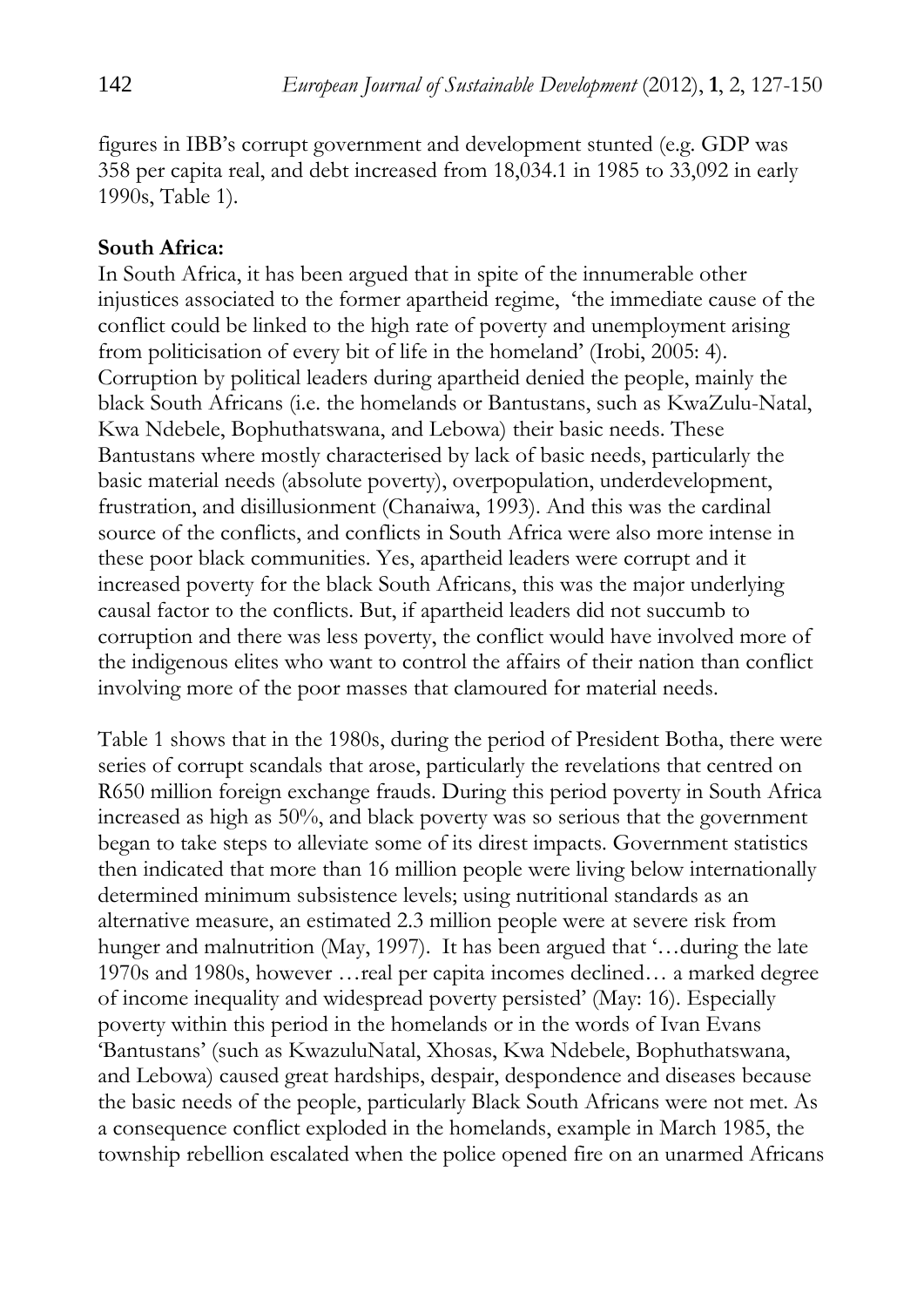figures in IBB's corrupt government and development stunted (e.g. GDP was 358 per capita real, and debt increased from 18,034.1 in 1985 to 33,092 in early 1990s, Table 1).

**South Africa:**

In South Africa, it has been argued that in spite of the innumerable other injustices associated to the former apartheid regime, 'the immediate cause of the conflict could be linked to the high rate of poverty and unemployment arising from politicisation of every bit of life in the homeland' (Irobi, 2005: 4). Corruption by political leaders during apartheid denied the people, mainly the black South Africans (i.e. the homelands or Bantustans, such as KwaZulu-Natal, Kwa Ndebele, Bophuthatswana, and Lebowa) their basic needs. These Bantustans where mostly characterised by lack of basic needs, particularly the basic material needs (absolute poverty), overpopulation, underdevelopment, frustration, and disillusionment (Chanaiwa, 1993). And this was the cardinal source of the conflicts, and conflicts in South Africa were also more intense in these poor black communities. Yes, apartheid leaders were corrupt and it increased poverty for the black South Africans, this was the major underlying causal factor to the conflicts. But, if apartheid leaders did not succumb to corruption and there was less poverty, the conflict would have involved more of the indigenous elites who want to control the affairs of their nation than conflict involving more of the poor masses that clamoured for material needs.

Table 1 shows that in the 1980s, during the period of President Botha, there were series of corrupt scandals that arose, particularly the revelations that centred on R650 million foreign exchange frauds. During this period poverty in South Africa increased as high as 50%, and black poverty was so serious that the government began to take steps to alleviate some of its direst impacts. Government statistics then indicated that more than 16 million people were living below internationally determined minimum subsistence levels; using nutritional standards as an alternative measure, an estimated 2.3 million people were at severe risk from hunger and malnutrition (May, 1997). It has been argued that '…during the late 1970s and 1980s, however …real per capita incomes declined… a marked degree of income inequality and widespread poverty persisted' (May: 16). Especially poverty within this period in the homelands or in the words of Ivan Evans 'Bantustans' (such as KwazuluNatal, Xhosas, Kwa Ndebele, Bophuthatswana, and Lebowa) caused great hardships, despair, despondence and diseases because the basic needs of the people, particularly Black South Africans were not met. As a consequence conflict exploded in the homelands, example in March 1985, the township rebellion escalated when the police opened fire on an unarmed Africans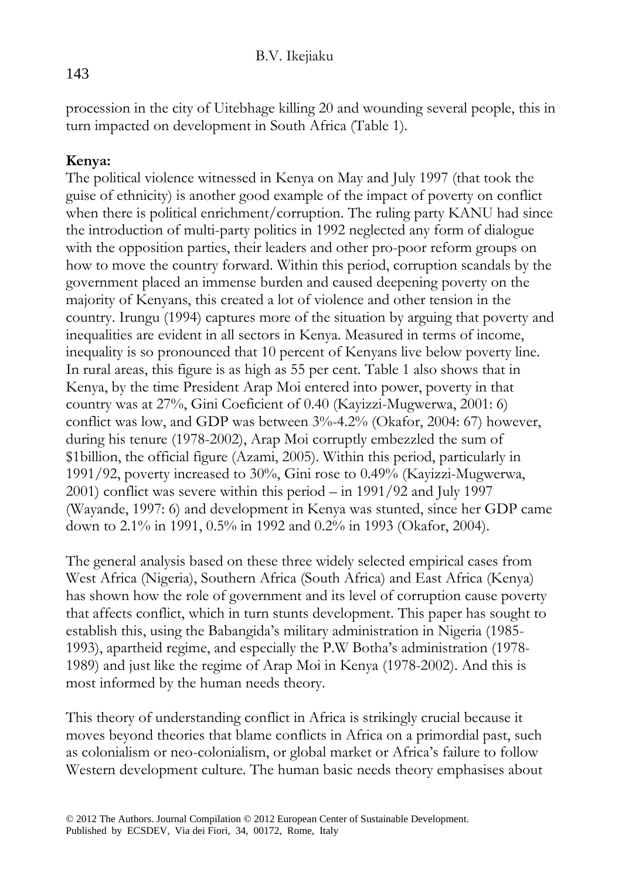procession in the city of Uitebhage killing 20 and wounding several people, this in turn impacted on development in South Africa (Table 1).

**Kenya:**

The political violence witnessed in Kenya on May and July 1997 (that took the guise of ethnicity) is another good example of the impact of poverty on conflict when there is political enrichment/corruption. The ruling party KANU had since the introduction of multi-party politics in 1992 neglected any form of dialogue with the opposition parties, their leaders and other pro-poor reform groups on how to move the country forward. Within this period, corruption scandals by the government placed an immense burden and caused deepening poverty on the majority of Kenyans, this created a lot of violence and other tension in the country. Irungu (1994) captures more of the situation by arguing that poverty and inequalities are evident in all sectors in Kenya. Measured in terms of income, inequality is so pronounced that 10 percent of Kenyans live below poverty line. In rural areas, this figure is as high as 55 per cent. Table 1 also shows that in Kenya, by the time President Arap Moi entered into power, poverty in that country was at 27%, Gini Coeficient of 0.40 (Kayizzi-Mugwerwa, 2001: 6) conflict was low, and GDP was between 3%-4.2% (Okafor, 2004: 67) however, during his tenure (1978-2002), Arap Moi corruptly embezzled the sum of \$1billion, the official figure (Azami, 2005). Within this period, particularly in 1991/92, poverty increased to 30%, Gini rose to 0.49% (Kayizzi-Mugwerwa, 2001) conflict was severe within this period – in 1991/92 and July 1997 (Wayande, 1997: 6) and development in Kenya was stunted, since her GDP came down to 2.1% in 1991, 0.5% in 1992 and 0.2% in 1993 (Okafor, 2004).

The general analysis based on these three widely selected empirical cases from West Africa (Nigeria), Southern Africa (South Africa) and East Africa (Kenya) has shown how the role of government and its level of corruption cause poverty that affects conflict, which in turn stunts development. This paper has sought to establish this, using the Babangida's military administration in Nigeria (1985-1993), apartheid regime, and especially the P.W Botha's administration (1978-1989) and just like the regime of Arap Moi in Kenya (1978-2002). And this is most informed by the human needs theory.

This theory of understanding conflict in Africa is strikingly crucial because it moves beyond theories that blame conflicts in Africa on a primordial past, such as colonialism or neo-colonialism, or global market or Africa's failure to follow Western development culture. The human basic needs theory emphasises about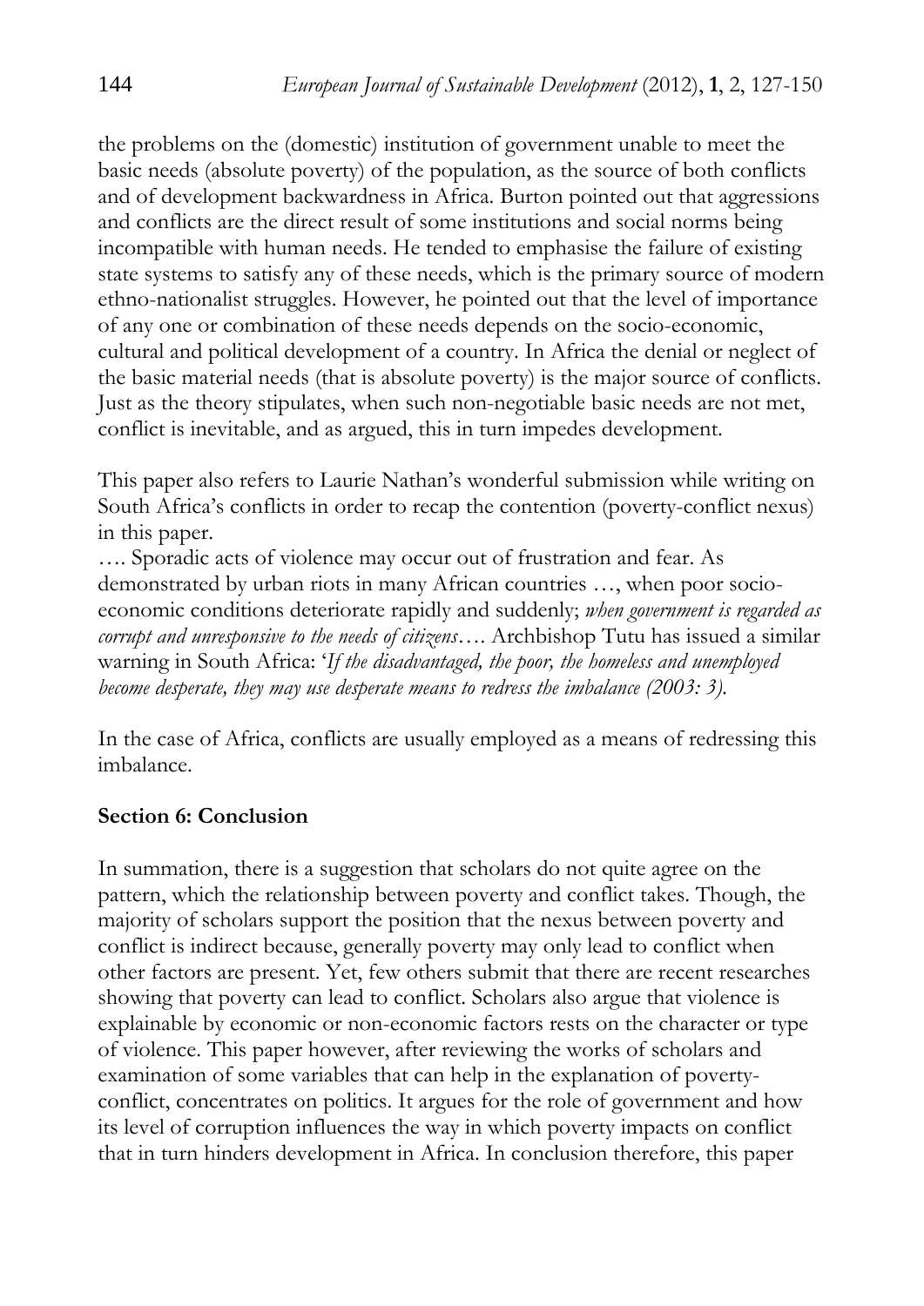the problems on the (domestic) institution of government unable to meet the basic needs (absolute poverty) of the population, as the source of both conflicts and of development backwardness in Africa. Burton pointed out that aggressions and conflicts are the direct result of some institutions and social norms being incompatible with human needs. He tended to emphasise the failure of existing state systems to satisfy any of these needs, which is the primary source of modern ethno-nationalist struggles. However, he pointed out that the level of importance of any one or combination of these needs depends on the socio-economic, cultural and political development of a country. In Africa the denial or neglect of the basic material needs (that is absolute poverty) is the major source of conflicts. Just as the theory stipulates, when such non-negotiable basic needs are not met, conflict is inevitable, and as argued, this in turn impedes development.

This paper also refers to Laurie Nathan's wonderful submission while writing on South Africa's conflicts in order to recap the contention (poverty-conflict nexus) in this paper.

…. Sporadic acts of violence may occur out of frustration and fear. As demonstrated by urban riots in many African countries …, when poor socio-economic conditions deteriorate rapidly and suddenly; *when government is regarded as corrupt and unresponsive to the needs of citizens*…. Archbishop Tutu has issued a similar warning in South Africa: '*If the disadvantaged, the poor, the homeless and unemployed become desperate, they may use desperate means to redress the imbalance (2003: 3).*

In the case of Africa, conflicts are usually employed as a means of redressing this imbalance.

## Section 6: Conclusion

In summation, there is a suggestion that scholars do not quite agree on the pattern, which the relationship between poverty and conflict takes. Though, the majority of scholars support the position that the nexus between poverty and conflict is indirect because, generally poverty may only lead to conflict when other factors are present. Yet, few others submit that there are recent researches showing that poverty can lead to conflict. Scholars also argue that violence is explainable by economic or non-economic factors rests on the character or type of violence. This paper however, after reviewing the works of scholars and examination of some variables that can help in the explanation of poverty-conflict, concentrates on politics. It argues for the role of government and how its level of corruption influences the way in which poverty impacts on conflict that in turn hinders development in Africa. In conclusion therefore, this paper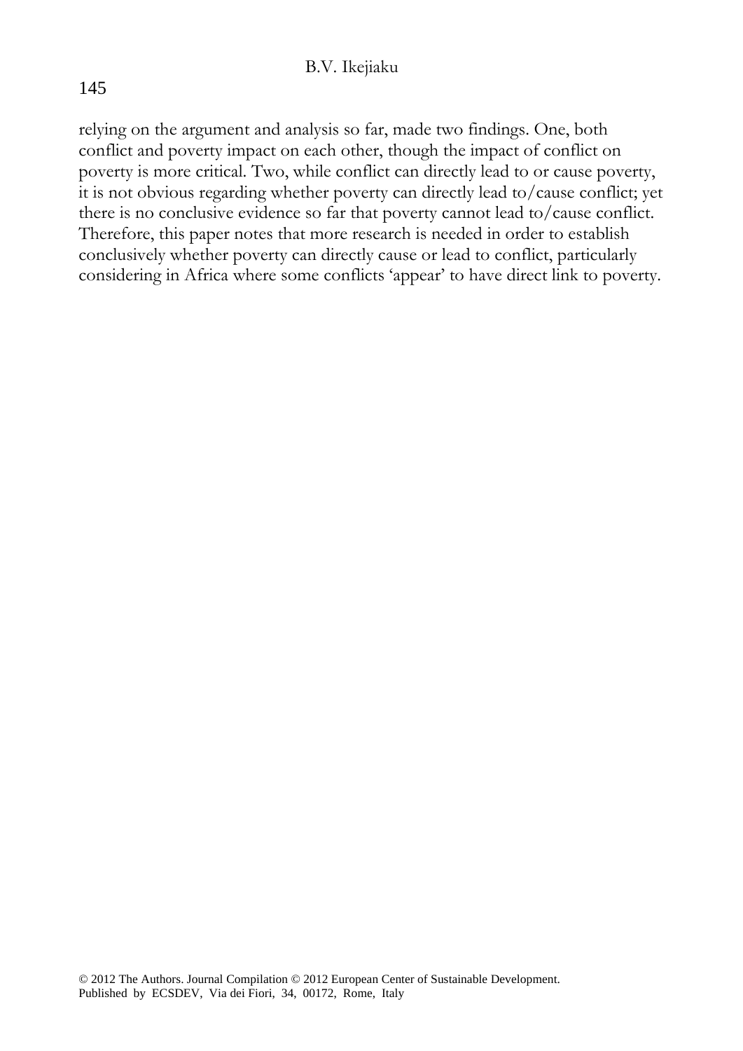relying on the argument and analysis so far, made two findings. One, both conflict and poverty impact on each other, though the impact of conflict on poverty is more critical. Two, while conflict can directly lead to or cause poverty, it is not obvious regarding whether poverty can directly lead to/cause conflict; yet there is no conclusive evidence so far that poverty cannot lead to/cause conflict. Therefore, this paper notes that more research is needed in order to establish conclusively whether poverty can directly cause or lead to conflict, particularly considering in Africa where some conflicts 'appear' to have direct link to poverty.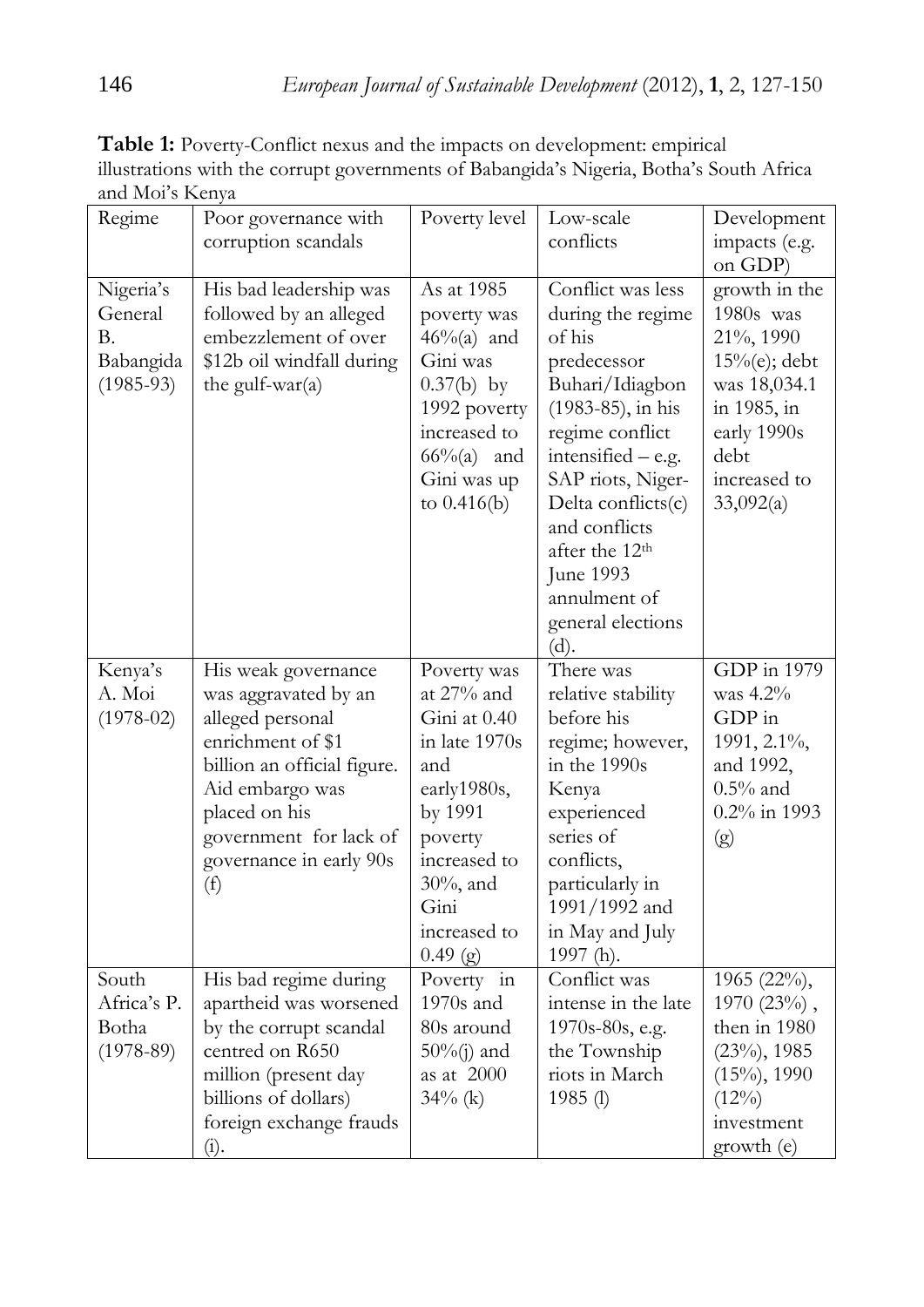**Table 1:** Poverty-Conflict nexus and the impacts on development: empirical illustrations with the corrupt governments of Babangida's Nigeria, Botha's South Africa and Moi's Kenya

| Regime | Poor governance with corruption scandals | Poverty level | Low-scale conflicts | Development impacts (e.g. on GDP) |
|---|---|---|---|---|
| Nigeria's General B. Babangida (1985-93) | His bad leadership was followed by an alleged embezzlement of over \$12b oil windfall during the gulf-war(a) | As at 1985 poverty was 46%(a) and Gini was 0.37(b) by 1992 poverty increased to 66%(a) and Gini was up to 0.416(b) | Conflict was less during the regime of his predecessor Buhari/Idiagbon (1983-85), in his regime conflict intensified – e.g. SAP riots, Niger-Delta conflicts(c) and conflicts after the 12th June 1993 annulment of general elections (d). | growth in the 1980s was 21%, 1990 15%(e); debt was 18,034.1 in 1985, in early 1990s debt increased to 33,092(a) |
| Kenya's A. Moi (1978-02) | His weak governance was aggravated by an alleged personal enrichment of \$1 billion an official figure. Aid embargo was placed on his government for lack of governance in early 90s (f) | Poverty was at 27% and Gini at 0.40 in late 1970s and early1980s, by 1991 poverty increased to 30%, and Gini increased to 0.49 (g) | There was relative stability before his regime; however, in the 1990s Kenya experienced series of conflicts, particularly in 1991/1992 and in May and July 1997 (h). | GDP in 1979 was 4.2% GDP in 1991, 2.1%, and 1992, 0.5% and 0.2% in 1993 (g) |
| South Africa's P. Botha (1978-89) | His bad regime during apartheid was worsened by the corrupt scandal centred on R650 million (present day billions of dollars) foreign exchange frauds (i). | Poverty in 1970s and 80s around 50%(j) and as at 2000 34% (k) | Conflict was intense in the late 1970s-80s, e.g. the Township riots in March 1985 (l) | 1965 (22%), 1970 (23%), then in 1980 (23%), 1985 (15%), 1990 (12%) investment growth (e) |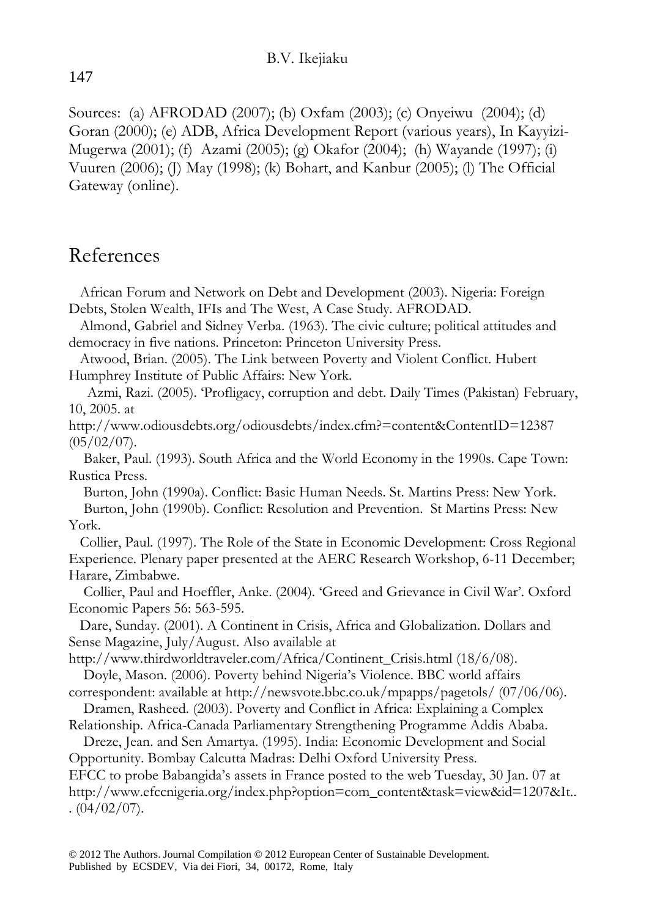Sources: (a) AFRODAD (2007); (b) Oxfam (2003); (c) Onyeiwu (2004); (d) Goran (2000); (e) ADB, Africa Development Report (various years), In Kayyizi-Mugerwa (2001); (f) Azami (2005); (g) Okafor (2004); (h) Wayande (1997); (i) Vuuren (2006); (J) May (1998); (k) Bohart, and Kanbur (2005); (l) The Official Gateway (online).

# References

African Forum and Network on Debt and Development (2003). Nigeria: Foreign Debts, Stolen Wealth, IFIs and The West, A Case Study. AFRODAD.

Almond, Gabriel and Sidney Verba. (1963). The civic culture; political attitudes and democracy in five nations. Princeton: Princeton University Press.

Atwood, Brian. (2005). The Link between Poverty and Violent Conflict. Hubert Humphrey Institute of Public Affairs: New York.

Azmi, Razi. (2005). 'Profligacy, corruption and debt. Daily Times (Pakistan) February, 10, 2005. at http://www.odiousdebts.org/odiousdebts/index.cfm?=content&ContentID=12387 (05/02/07).

Baker, Paul. (1993). South Africa and the World Economy in the 1990s. Cape Town: Rustica Press.

Burton, John (1990a). Conflict: Basic Human Needs. St. Martins Press: New York.

Burton, John (1990b). Conflict: Resolution and Prevention. St Martins Press: New York.

Collier, Paul. (1997). The Role of the State in Economic Development: Cross Regional Experience. Plenary paper presented at the AERC Research Workshop, 6-11 December; Harare, Zimbabwe.

Collier, Paul and Hoeffler, Anke. (2004). 'Greed and Grievance in Civil War'. Oxford Economic Papers 56: 563-595.

Dare, Sunday. (2001). A Continent in Crisis, Africa and Globalization. Dollars and Sense Magazine, July/August. Also available at http://www.thirdworldtraveler.com/Africa/Continent_Crisis.html (18/6/08).

Doyle, Mason. (2006). Poverty behind Nigeria's Violence. BBC world affairs correspondent: available at http://newsvote.bbc.co.uk/mpapps/pagetols/ (07/06/06).

Dramen, Rasheed. (2003). Poverty and Conflict in Africa: Explaining a Complex Relationship. Africa-Canada Parliamentary Strengthening Programme Addis Ababa.

Dreze, Jean. and Sen Amartya. (1995). India: Economic Development and Social Opportunity. Bombay Calcutta Madras: Delhi Oxford University Press.

EFCC to probe Babangida's assets in France posted to the web Tuesday, 30 Jan. 07 at http://www.efccnigeria.org/index.php?option=com_content&task=view&id=1207&It... (04/02/07).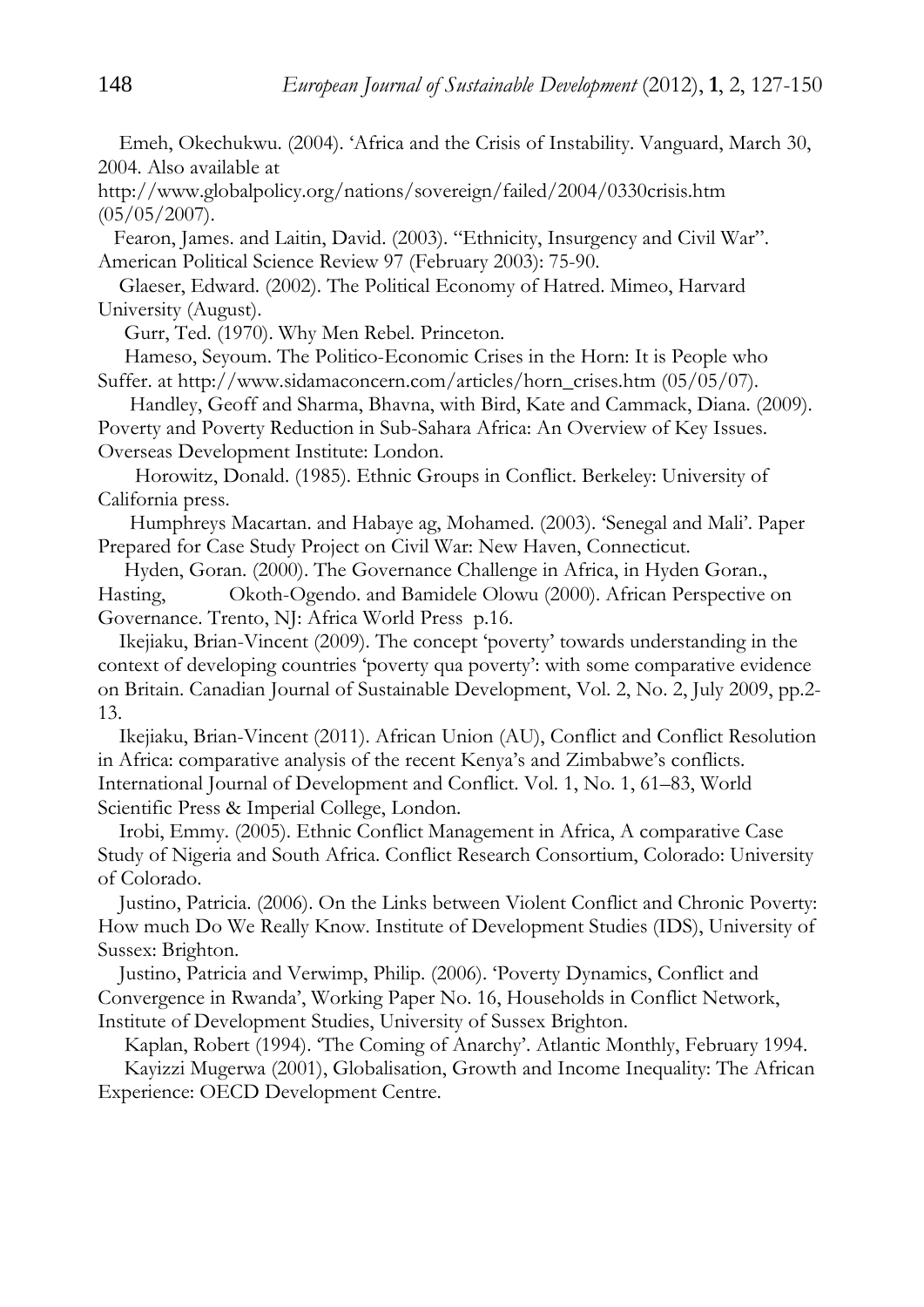Emeh, Okechukwu. (2004). 'Africa and the Crisis of Instability. Vanguard, March 30, 2004. Also available at http://www.globalpolicy.org/nations/sovereign/failed/2004/0330crisis.htm (05/05/2007).

Fearon, James. and Laitin, David. (2003). "Ethnicity, Insurgency and Civil War". American Political Science Review 97 (February 2003): 75-90.

Glaeser, Edward. (2002). The Political Economy of Hatred. Mimeo, Harvard University (August).

Gurr, Ted. (1970). Why Men Rebel. Princeton.

Hameso, Seyoum. The Politico-Economic Crises in the Horn: It is People who Suffer. at http://www.sidamaconcern.com/articles/horn_crises.htm (05/05/07).

Handley, Geoff and Sharma, Bhavna, with Bird, Kate and Cammack, Diana. (2009). Poverty and Poverty Reduction in Sub-Sahara Africa: An Overview of Key Issues. Overseas Development Institute: London.

Horowitz, Donald. (1985). Ethnic Groups in Conflict. Berkeley: University of California press.

Humphreys Macartan. and Habaye ag, Mohamed. (2003). 'Senegal and Mali'. Paper Prepared for Case Study Project on Civil War: New Haven, Connecticut.

Hyden, Goran. (2000). The Governance Challenge in Africa, in Hyden Goran., Hasting, Okoth-Ogendo. and Bamidele Olowu (2000). African Perspective on Governance. Trento, NJ: Africa World Press p.16.

Ikejiaku, Brian-Vincent (2009). The concept 'poverty' towards understanding in the context of developing countries 'poverty qua poverty': with some comparative evidence on Britain. Canadian Journal of Sustainable Development, Vol. 2, No. 2, July 2009, pp.2-13.

Ikejiaku, Brian-Vincent (2011). African Union (AU), Conflict and Conflict Resolution in Africa: comparative analysis of the recent Kenya's and Zimbabwe's conflicts. International Journal of Development and Conflict. Vol. 1, No. 1, 61–83, World Scientific Press & Imperial College, London.

Irobi, Emmy. (2005). Ethnic Conflict Management in Africa, A comparative Case Study of Nigeria and South Africa. Conflict Research Consortium, Colorado: University of Colorado.

Justino, Patricia. (2006). On the Links between Violent Conflict and Chronic Poverty: How much Do We Really Know. Institute of Development Studies (IDS), University of Sussex: Brighton.

Justino, Patricia and Verwimp, Philip. (2006). 'Poverty Dynamics, Conflict and Convergence in Rwanda', Working Paper No. 16, Households in Conflict Network, Institute of Development Studies, University of Sussex Brighton.

Kaplan, Robert (1994). 'The Coming of Anarchy'. Atlantic Monthly, February 1994.

Kayizzi Mugerwa (2001), Globalisation, Growth and Income Inequality: The African Experience: OECD Development Centre.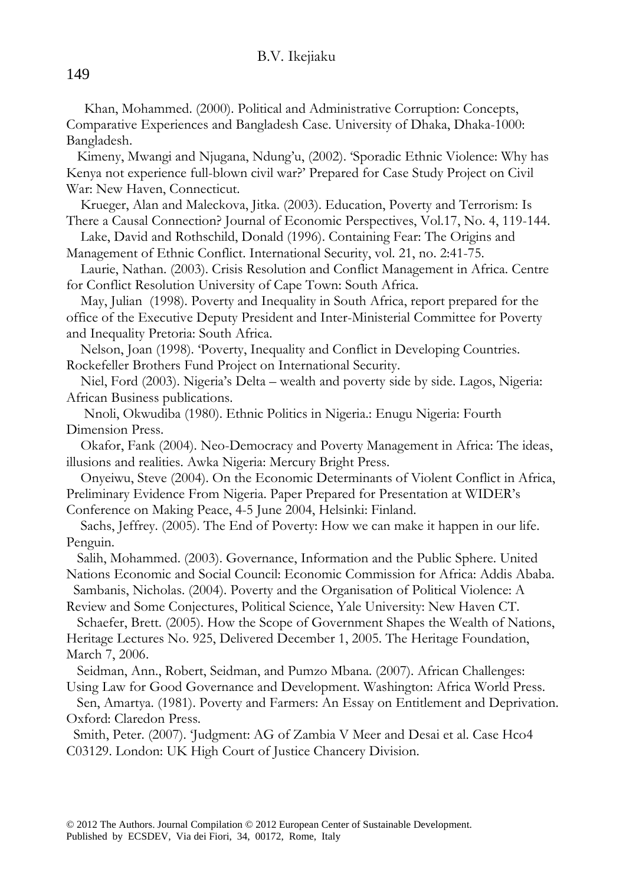Khan, Mohammed. (2000). Political and Administrative Corruption: Concepts, Comparative Experiences and Bangladesh Case. University of Dhaka, Dhaka-1000: Bangladesh.

Kimeny, Mwangi and Njugana, Ndung'u, (2002). 'Sporadic Ethnic Violence: Why has Kenya not experience full-blown civil war?' Prepared for Case Study Project on Civil War: New Haven, Connecticut.

Krueger, Alan and Maleckova, Jitka. (2003). Education, Poverty and Terrorism: Is There a Causal Connection? Journal of Economic Perspectives, Vol.17, No. 4, 119-144.

Lake, David and Rothschild, Donald (1996). Containing Fear: The Origins and Management of Ethnic Conflict. International Security, vol. 21, no. 2:41-75.

Laurie, Nathan. (2003). Crisis Resolution and Conflict Management in Africa. Centre for Conflict Resolution University of Cape Town: South Africa.

May, Julian (1998). Poverty and Inequality in South Africa, report prepared for the office of the Executive Deputy President and Inter-Ministerial Committee for Poverty and Inequality Pretoria: South Africa.

Nelson, Joan (1998). 'Poverty, Inequality and Conflict in Developing Countries. Rockefeller Brothers Fund Project on International Security.

Niel, Ford (2003). Nigeria's Delta – wealth and poverty side by side. Lagos, Nigeria: African Business publications.

Nnoli, Okwudiba (1980). Ethnic Politics in Nigeria.: Enugu Nigeria: Fourth Dimension Press.

Okafor, Fank (2004). Neo-Democracy and Poverty Management in Africa: The ideas, illusions and realities. Awka Nigeria: Mercury Bright Press.

Onyeiwu, Steve (2004). On the Economic Determinants of Violent Conflict in Africa, Preliminary Evidence From Nigeria. Paper Prepared for Presentation at WIDER's Conference on Making Peace, 4-5 June 2004, Helsinki: Finland.

Sachs, Jeffrey. (2005). The End of Poverty: How we can make it happen in our life. Penguin.

Salih, Mohammed. (2003). Governance, Information and the Public Sphere. United Nations Economic and Social Council: Economic Commission for Africa: Addis Ababa.

Sambanis, Nicholas. (2004). Poverty and the Organisation of Political Violence: A Review and Some Conjectures, Political Science, Yale University: New Haven CT.

Schaefer, Brett. (2005). How the Scope of Government Shapes the Wealth of Nations, Heritage Lectures No. 925, Delivered December 1, 2005. The Heritage Foundation, March 7, 2006.

Seidman, Ann., Robert, Seidman, and Pumzo Mbana. (2007). African Challenges: Using Law for Good Governance and Development. Washington: Africa World Press.

Sen, Amartya. (1981). Poverty and Farmers: An Essay on Entitlement and Deprivation. Oxford: Claredon Press.

Smith, Peter. (2007). 'Judgment: AG of Zambia V Meer and Desai et al. Case Hco4 C03129. London: UK High Court of Justice Chancery Division.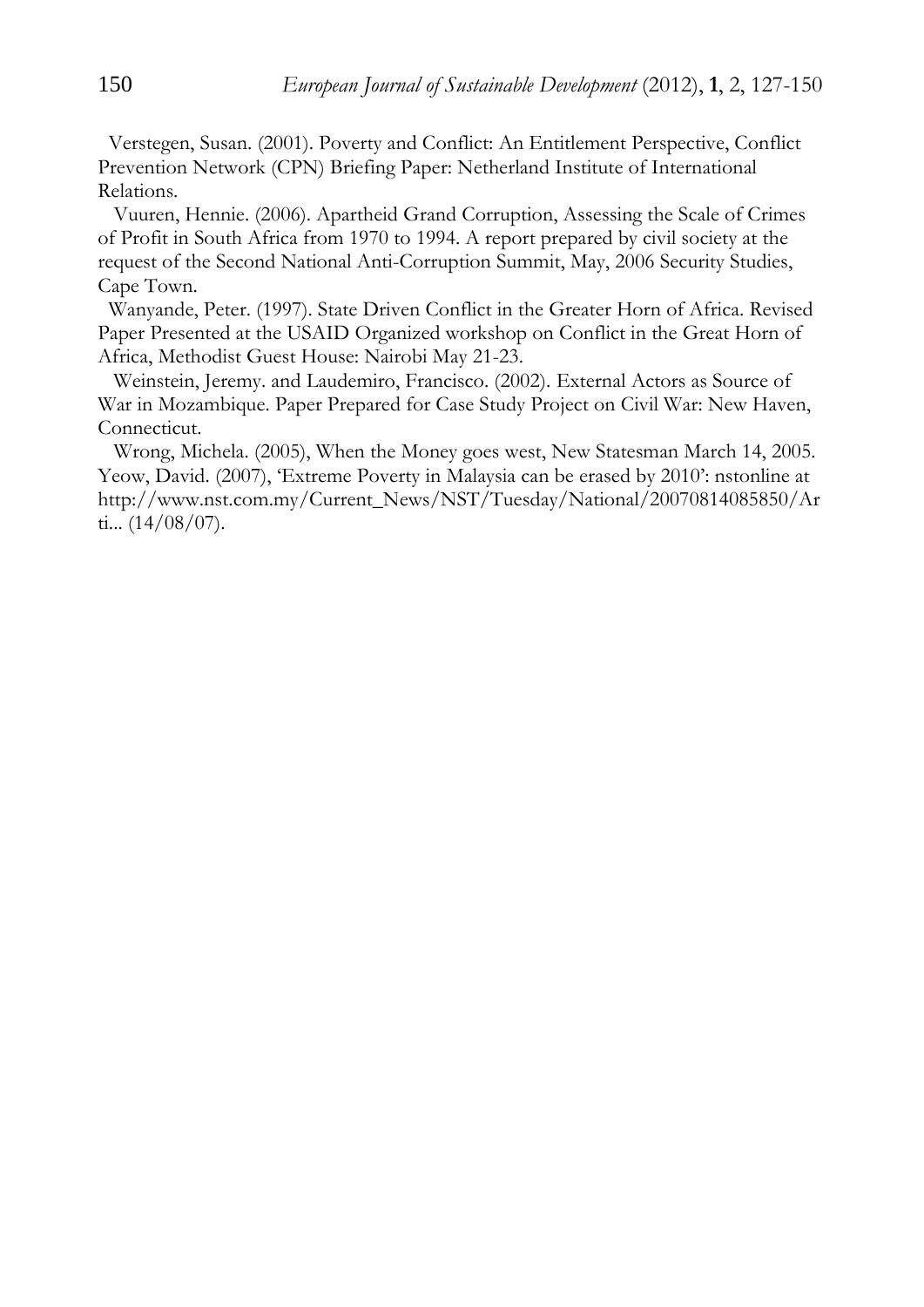Verstegen, Susan. (2001). Poverty and Conflict: An Entitlement Perspective, Conflict Prevention Network (CPN) Briefing Paper: Netherland Institute of International Relations.

Vuuren, Hennie. (2006). Apartheid Grand Corruption, Assessing the Scale of Crimes of Profit in South Africa from 1970 to 1994. A report prepared by civil society at the request of the Second National Anti-Corruption Summit, May, 2006 Security Studies, Cape Town.

Wanyande, Peter. (1997). State Driven Conflict in the Greater Horn of Africa. Revised Paper Presented at the USAID Organized workshop on Conflict in the Great Horn of Africa, Methodist Guest House: Nairobi May 21-23.

Weinstein, Jeremy. and Laudemiro, Francisco. (2002). External Actors as Source of War in Mozambique. Paper Prepared for Case Study Project on Civil War: New Haven, Connecticut.

Wrong, Michela. (2005), When the Money goes west, New Statesman March 14, 2005.

Yeow, David. (2007), 'Extreme Poverty in Malaysia can be erased by 2010': nstonline at http://www.nst.com.my/Current_News/NST/Tuesday/National/20070814085850/Arti... (14/08/07).